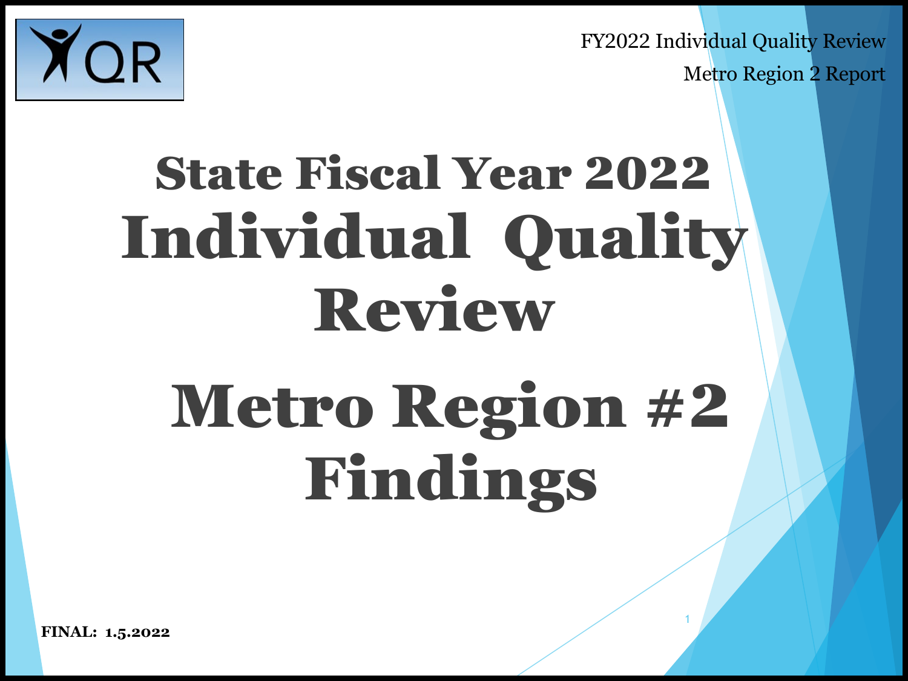FY2022 Individual Quality Review

Metro Region 2 Report

# State Fiscal Year 2022 Individual Quality Review

# Metro Region #2 Findings

**FINAL: 1.5.2022**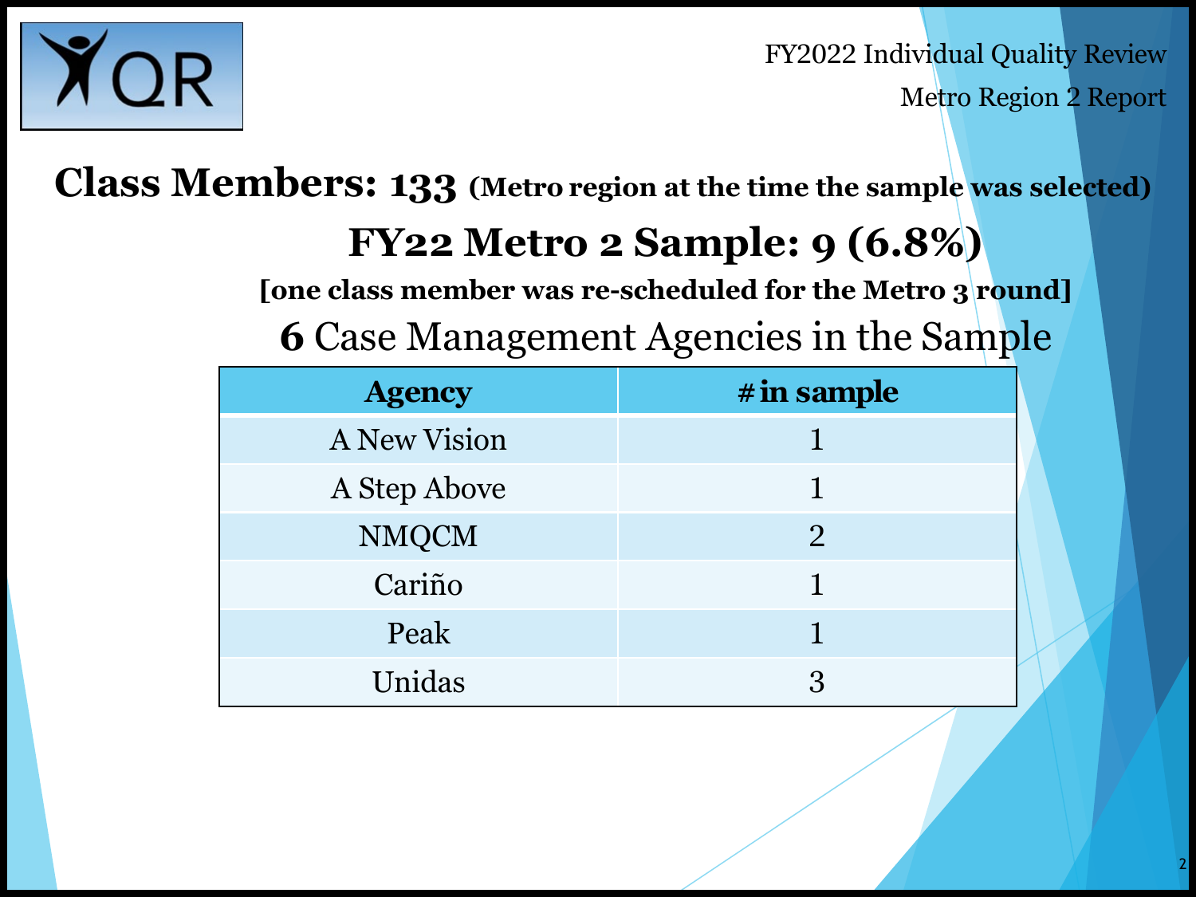FY2022 Individual Quality Review

Metro Region 2 Report

# Class Members: 133 (Metro region at the time the sample was selected)

## FY22 Metro 2 Sample: 9 (6.8%)

**[one class member was re-scheduled for the Metro 3 round]**

## **6** Case Management Agencies in the Sample

| Agency | # in sample |
|---|---|
| A New Vision | 1 |
| A Step Above | 1 |
| NMQCM | 2 |
| Cariño | 1 |
| Peak | 1 |
| Unidas | 3 |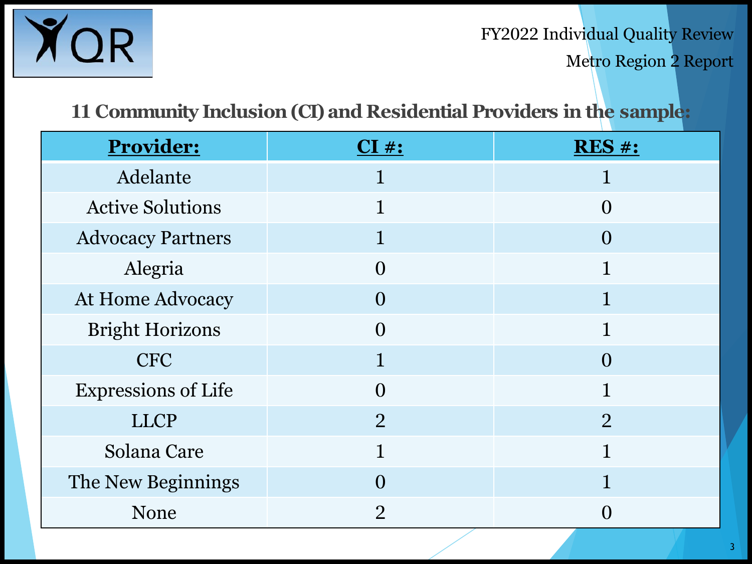FY2022 Individual Quality Review

Metro Region 2 Report

## 11 Community Inclusion (CI) and Residential Providers in the sample:

| Provider: | CI #: | RES #: |
| --- | --- | --- |
| Adelante | 1 | 1 |
| Active Solutions | 1 | 0 |
| Advocacy Partners | 1 | 0 |
| Alegria | 0 | 1 |
| At Home Advocacy | 0 | 1 |
| Bright Horizons | 0 | 1 |
| CFC | 1 | 0 |
| Expressions of Life | 0 | 1 |
| LLCP | 2 | 2 |
| Solana Care | 1 | 1 |
| The New Beginnings | 0 | 1 |
| None | 2 | 0 |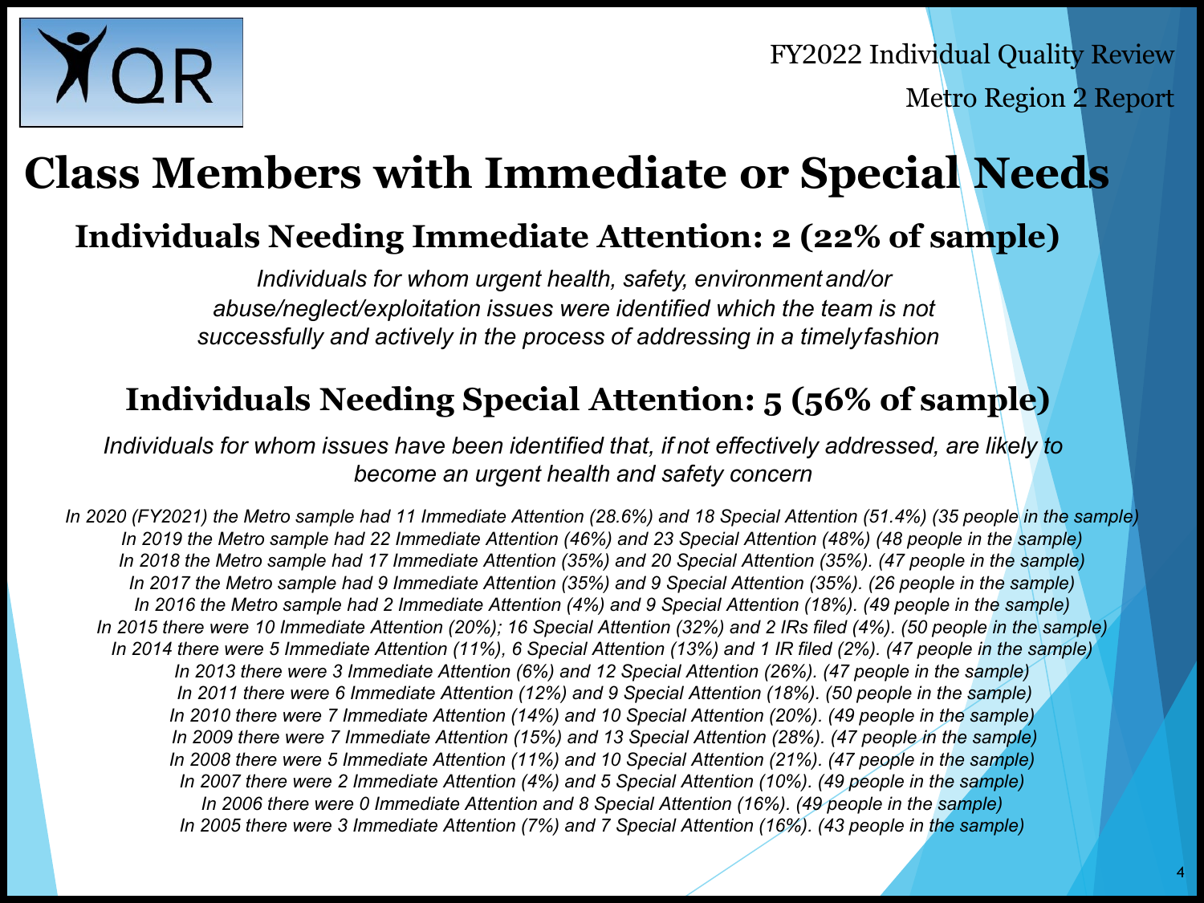# Class Members with Immediate or Special Needs

## Individuals Needing Immediate Attention: 2 (22% of sample)

*Individuals for whom urgent health, safety, environment and/or abuse/neglect/exploitation issues were identified which the team is not successfully and actively in the process of addressing in a timely fashion*

## Individuals Needing Special Attention: 5 (56% of sample)

*Individuals for whom issues have been identified that, if not effectively addressed, are likely to become an urgent health and safety concern*

*In 2020 (FY2021) the Metro sample had 11 Immediate Attention (28.6%) and 18 Special Attention (51.4%) (35 people in the sample)*
*In 2019 the Metro sample had 22 Immediate Attention (46%) and 23 Special Attention (48%) (48 people in the sample)*
*In 2018 the Metro sample had 17 Immediate Attention (35%) and 20 Special Attention (35%). (47 people in the sample)*
*In 2017 the Metro sample had 9 Immediate Attention (35%) and 9 Special Attention (35%). (26 people in the sample)*
*In 2016 the Metro sample had 2 Immediate Attention (4%) and 9 Special Attention (18%). (49 people in the sample)*
*In 2015 there were 10 Immediate Attention (20%); 16 Special Attention (32%) and 2 IRs filed (4%). (50 people in the sample)*
*In 2014 there were 5 Immediate Attention (11%), 6 Special Attention (13%) and 1 IR filed (2%). (47 people in the sample)*
*In 2013 there were 3 Immediate Attention (6%) and 12 Special Attention (26%). (47 people in the sample)*
*In 2011 there were 6 Immediate Attention (12%) and 9 Special Attention (18%). (50 people in the sample)*
*In 2010 there were 7 Immediate Attention (14%) and 10 Special Attention (20%). (49 people in the sample)*
*In 2009 there were 7 Immediate Attention (15%) and 13 Special Attention (28%). (47 people in the sample)*
*In 2008 there were 5 Immediate Attention (11%) and 10 Special Attention (21%). (47 people in the sample)*
*In 2007 there were 2 Immediate Attention (4%) and 5 Special Attention (10%). (49 people in the sample)*
*In 2006 there were 0 Immediate Attention and 8 Special Attention (16%). (49 people in the sample)*
*In 2005 there were 3 Immediate Attention (7%) and 7 Special Attention (16%). (43 people in the sample)*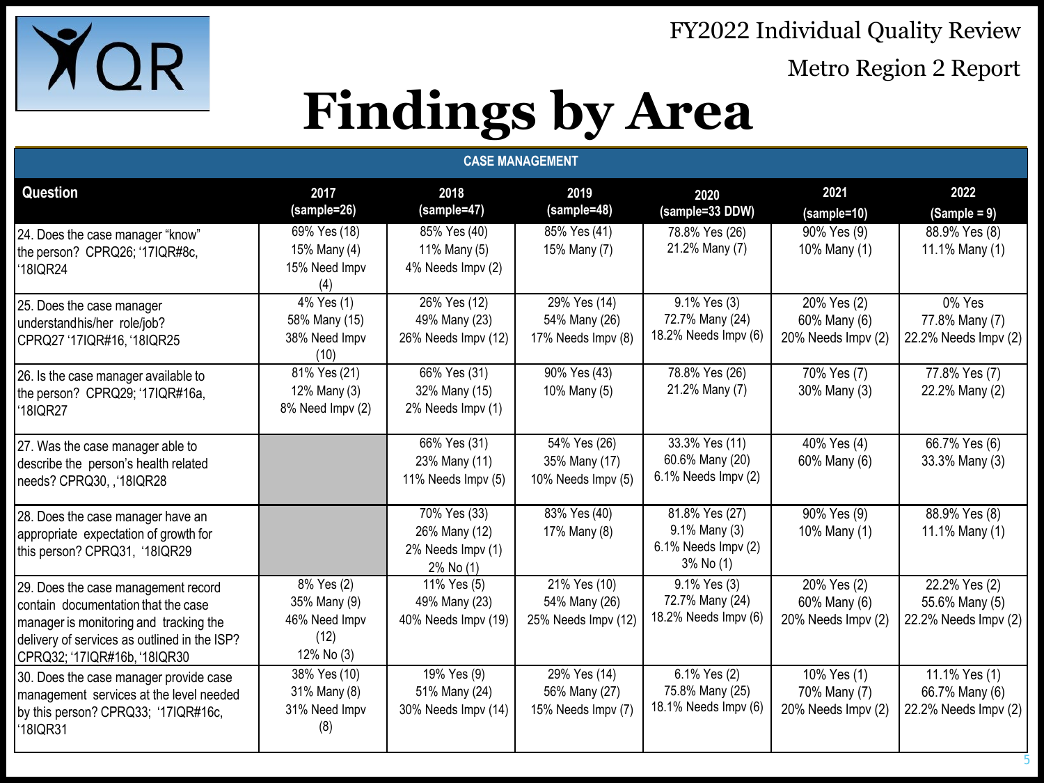FY2022 Individual Quality Review

Metro Region 2 Report

# Findings by Area

| CASE MANAGEMENT | | | | | | |
|---|---|---|---|---|---|---|
| **Question** | **2017 (sample=26)** | **2018 (sample=47)** | **2019 (sample=48)** | **2020 (sample=33 DDW)** | **2021 (sample=10)** | **2022 (Sample = 9)** |
| 24. Does the case manager "know" the person? CPRQ26; '17IQR#8c, '18IQR24 | 69% Yes (18) 15% Many (4) 15% Need Impv (4) | 85% Yes (40) 11% Many (5) 4% Needs Impv (2) | 85% Yes (41) 15% Many (7) | 78.8% Yes (26) 21.2% Many (7) | 90% Yes (9) 10% Many (1) | 88.9% Yes (8) 11.1% Many (1) |
| 25. Does the case manager understandhis/her role/job? CPRQ27 '17IQR#16, '18IQR25 | 4% Yes (1) 58% Many (15) 38% Need Impv (10) | 26% Yes (12) 49% Many (23) 26% Needs Impv (12) | 29% Yes (14) 54% Many (26) 17% Needs Impv (8) | 9.1% Yes (3) 72.7% Many (24) 18.2% Needs Impv (6) | 20% Yes (2) 60% Many (6) 20% Needs Impv (2) | 0% Yes 77.8% Many (7) 22.2% Needs Impv (2) |
| 26. Is the case manager available to the person? CPRQ29; '17IQR#16a, '18IQR27 | 81% Yes (21) 12% Many (3) 8% Need Impv (2) | 66% Yes (31) 32% Many (15) 2% Needs Impv (1) | 90% Yes (43) 10% Many (5) | 78.8% Yes (26) 21.2% Many (7) | 70% Yes (7) 30% Many (3) | 77.8% Yes (7) 22.2% Many (2) |
| 27. Was the case manager able to describe the person's health related needs? CPRQ30, ,'18IQR28 | | 66% Yes (31) 23% Many (11) 11% Needs Impv (5) | 54% Yes (26) 35% Many (17) 10% Needs Impv (5) | 33.3% Yes (11) 60.6% Many (20) 6.1% Needs Impv (2) | 40% Yes (4) 60% Many (6) | 66.7% Yes (6) 33.3% Many (3) |
| 28. Does the case manager have an appropriate expectation of growth for this person? CPRQ31, '18IQR29 | | 70% Yes (33) 26% Many (12) 2% Needs Impv (1) 2% No (1) | 83% Yes (40) 17% Many (8) | 81.8% Yes (27) 9.1% Many (3) 6.1% Needs Impv (2) 3% No (1) | 90% Yes (9) 10% Many (1) | 88.9% Yes (8) 11.1% Many (1) |
| 29. Does the case management record contain documentation that the case manager is monitoring and tracking the delivery of services as outlined in the ISP? CPRQ32; '17IQR#16b, '18IQR30 | 8% Yes (2) 35% Many (9) 46% Need Impv (12) 12% No (3) | 11% Yes (5) 49% Many (23) 40% Needs Impv (19) | 21% Yes (10) 54% Many (26) 25% Needs Impv (12) | 9.1% Yes (3) 72.7% Many (24) 18.2% Needs Impv (6) | 20% Yes (2) 60% Many (6) 20% Needs Impv (2) | 22.2% Yes (2) 55.6% Many (5) 22.2% Needs Impv (2) |
| 30. Does the case manager provide case management services at the level needed by this person? CPRQ33; '17IQR#16c, '18IQR31 | 38% Yes (10) 31% Many (8) 31% Need Impv (8) | 19% Yes (9) 51% Many (24) 30% Needs Impv (14) | 29% Yes (14) 56% Many (27) 15% Needs Impv (7) | 6.1% Yes (2) 75.8% Many (25) 18.1% Needs Impv (6) | 10% Yes (1) 70% Many (7) 20% Needs Impv (2) | 11.1% Yes (1) 66.7% Many (6) 22.2% Needs Impv (2) |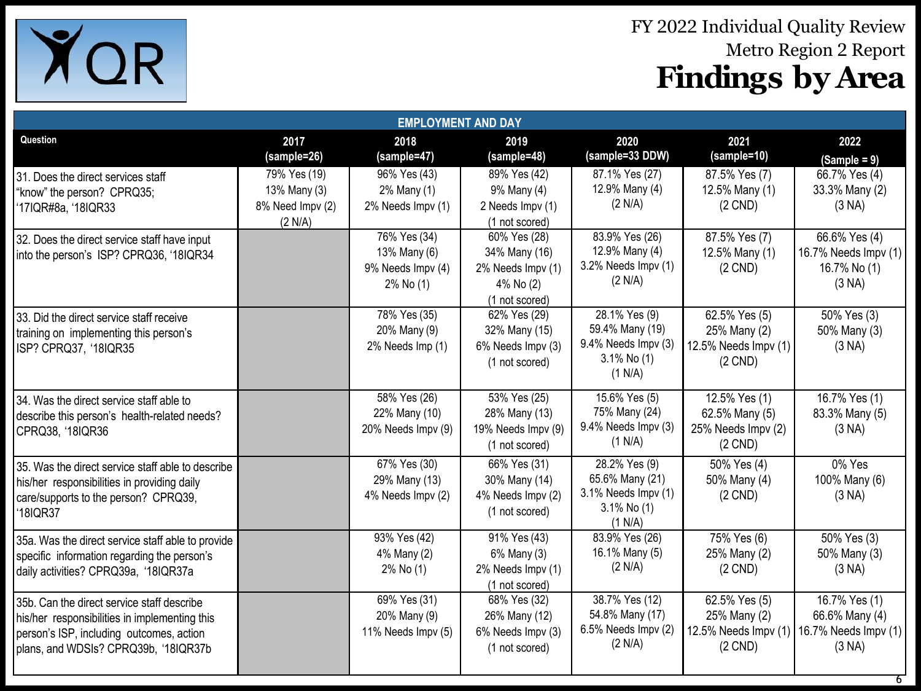# FY 2022 Individual Quality Review

## Metro Region 2 Report

# Findings by Area

| EMPLOYMENT AND DAY | | | | | | |
|---|---|---|---|---|---|---|
| Question | 2017 (sample=26) | 2018 (sample=47) | 2019 (sample=48) | 2020 (sample=33 DDW) | 2021 (sample=10) | 2022 (Sample = 9) |
| 31. Does the direct services staff "know" the person? CPRQ35; '17IQR#8a, '18IQR33 | 79% Yes (19)<br>13% Many (3)<br>8% Need Impv (2)<br>(2 N/A) | 96% Yes (43)<br>2% Many (1)<br>2% Needs Impv (1) | 89% Yes (42)<br>9% Many (4)<br>2 Needs Impv (1)<br>(1 not scored) | 87.1% Yes (27)<br>12.9% Many (4)<br>(2 N/A) | 87.5% Yes (7)<br>12.5% Many (1)<br>(2 CND) | 66.7% Yes (4)<br>33.3% Many (2)<br>(3 NA) |
| 32. Does the direct service staff have input into the person's ISP? CPRQ36, '18IQR34 | | 76% Yes (34)<br>13% Many (6)<br>9% Needs Impv (4)<br>2% No (1) | 60% Yes (28)<br>34% Many (16)<br>2% Needs Impv (1)<br>4% No (2)<br>(1 not scored) | 83.9% Yes (26)<br>12.9% Many (4)<br>3.2% Needs Impv (1)<br>(2 N/A) | 87.5% Yes (7)<br>12.5% Many (1)<br>(2 CND) | 66.6% Yes (4)<br>16.7% Needs Impv (1)<br>16.7% No (1)<br>(3 NA) |
| 33. Did the direct service staff receive training on implementing this person's ISP? CPRQ37, '18IQR35 | | 78% Yes (35)<br>20% Many (9)<br>2% Needs Imp (1) | 62% Yes (29)<br>32% Many (15)<br>6% Needs Impv (3)<br>(1 not scored) | 28.1% Yes (9)<br>59.4% Many (19)<br>9.4% Needs Impv (3)<br>3.1% No (1)<br>(1 N/A) | 62.5% Yes (5)<br>25% Many (2)<br>12.5% Needs Impv (1)<br>(2 CND) | 50% Yes (3)<br>50% Many (3)<br>(3 NA) |
| 34. Was the direct service staff able to describe this person's health-related needs? CPRQ38, '18IQR36 | | 58% Yes (26)<br>22% Many (10)<br>20% Needs Impv (9) | 53% Yes (25)<br>28% Many (13)<br>19% Needs Impv (9)<br>(1 not scored) | 15.6% Yes (5)<br>75% Many (24)<br>9.4% Needs Impv (3)<br>(1 N/A) | 12.5% Yes (1)<br>62.5% Many (5)<br>25% Needs Impv (2)<br>(2 CND) | 16.7% Yes (1)<br>83.3% Many (5)<br>(3 NA) |
| 35. Was the direct service staff able to describe his/her responsibilities in providing daily care/supports to the person? CPRQ39, '18IQR37 | | 67% Yes (30)<br>29% Many (13)<br>4% Needs Impv (2) | 66% Yes (31)<br>30% Many (14)<br>4% Needs Impv (2)<br>(1 not scored) | 28.2% Yes (9)<br>65.6% Many (21)<br>3.1% Needs Impv (1)<br>3.1% No (1)<br>(1 N/A) | 50% Yes (4)<br>50% Many (4)<br>(2 CND) | 0% Yes<br>100% Many (6)<br>(3 NA) |
| 35a. Was the direct service staff able to provide specific information regarding the person's daily activities? CPRQ39a, '18IQR37a | | 93% Yes (42)<br>4% Many (2)<br>2% No (1) | 91% Yes (43)<br>6% Many (3)<br>2% Needs Impv (1)<br>(1 not scored) | 83.9% Yes (26)<br>16.1% Many (5)<br>(2 N/A) | 75% Yes (6)<br>25% Many (2)<br>(2 CND) | 50% Yes (3)<br>50% Many (3)<br>(3 NA) |
| 35b. Can the direct service staff describe his/her responsibilities in implementing this person's ISP, including outcomes, action plans, and WDSIs? CPRQ39b, '18IQR37b | | 69% Yes (31)<br>20% Many (9)<br>11% Needs Impv (5) | 68% Yes (32)<br>26% Many (12)<br>6% Needs Impv (3)<br>(1 not scored) | 38.7% Yes (12)<br>54.8% Many (17)<br>6.5% Needs Impv (2)<br>(2 N/A) | 62.5% Yes (5)<br>25% Many (2)<br>12.5% Needs Impv (1)<br>(2 CND) | 16.7% Yes (1)<br>66.6% Many (4)<br>16.7% Needs Impv (1)<br>(3 NA) |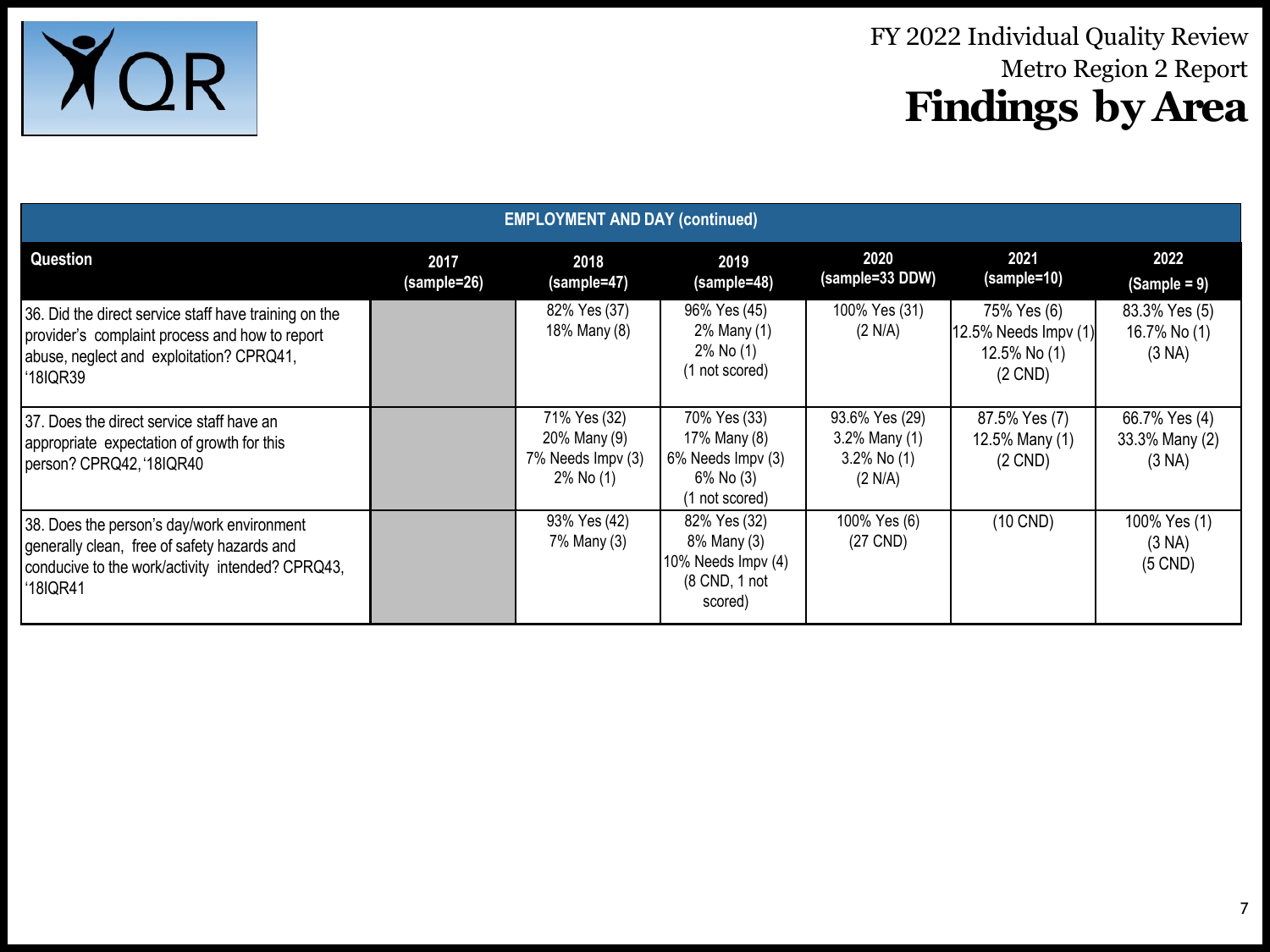# FY 2022 Individual Quality Review

Metro Region 2 Report

## Findings by Area

| EMPLOYMENT AND DAY (continued) | | | | | | |
|---|---|---|---|---|---|---|
| **Question** | **2017 (sample=26)** | **2018 (sample=47)** | **2019 (sample=48)** | **2020 (sample=33 DDW)** | **2021 (sample=10)** | **2022 (Sample = 9)** |
| 36. Did the direct service staff have training on the provider's complaint process and how to report abuse, neglect and exploitation? CPRQ41, '18IQR39 | | 82% Yes (37) 18% Many (8) | 96% Yes (45) 2% Many (1) 2% No (1) (1 not scored) | 100% Yes (31) (2 N/A) | 75% Yes (6) 12.5% Needs Impv (1) 12.5% No (1) (2 CND) | 83.3% Yes (5) 16.7% No (1) (3 NA) |
| 37. Does the direct service staff have an appropriate expectation of growth for this person? CPRQ42, '18IQR40 | | 71% Yes (32) 20% Many (9) 7% Needs Impv (3) 2% No (1) | 70% Yes (33) 17% Many (8) 6% Needs Impv (3) 6% No (3) (1 not scored) | 93.6% Yes (29) 3.2% Many (1) 3.2% No (1) (2 N/A) | 87.5% Yes (7) 12.5% Many (1) (2 CND) | 66.7% Yes (4) 33.3% Many (2) (3 NA) |
| 38. Does the person's day/work environment generally clean, free of safety hazards and conducive to the work/activity intended? CPRQ43, '18IQR41 | | 93% Yes (42) 7% Many (3) | 82% Yes (32) 8% Many (3) 10% Needs Impv (4) (8 CND, 1 not scored) | 100% Yes (6) (27 CND) | (10 CND) | 100% Yes (1) (3 NA) (5 CND) |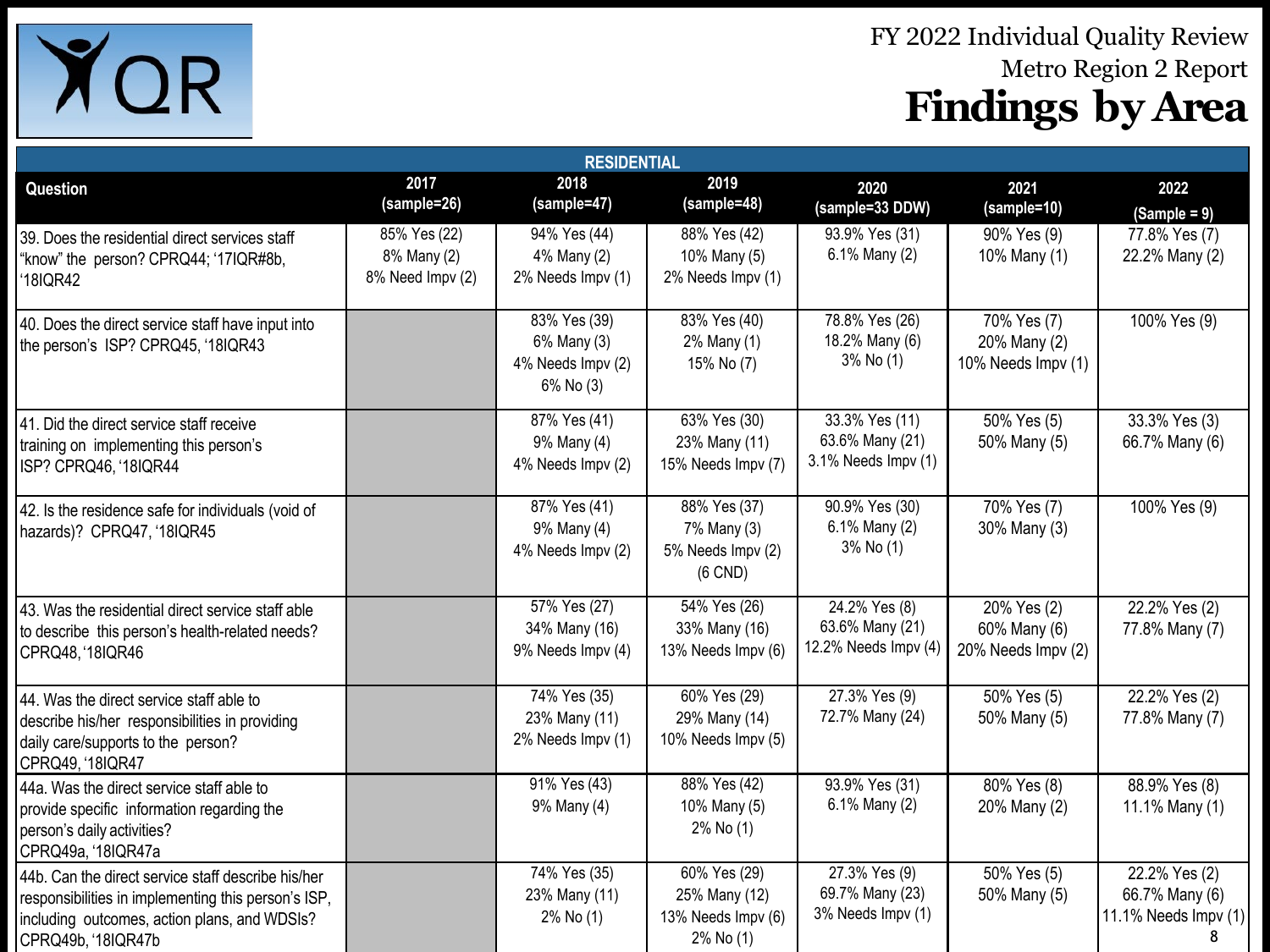# FY 2022 Individual Quality Review

## Metro Region 2 Report

# Findings by Area

| RESIDENTIAL | | | | | | |
|---|---|---|---|---|---|---|
| **Question** | **2017 (sample=26)** | **2018 (sample=47)** | **2019 (sample=48)** | **2020 (sample=33 DDW)** | **2021 (sample=10)** | **2022 (Sample = 9)** |
| 39. Does the residential direct services staff "know" the person? CPRQ44; '17IQR#8b, '18IQR42 | 85% Yes (22) 8% Many (2) 8% Need Impv (2) | 94% Yes (44) 4% Many (2) 2% Needs Impv (1) | 88% Yes (42) 10% Many (5) 2% Needs Impv (1) | 93.9% Yes (31) 6.1% Many (2) | 90% Yes (9) 10% Many (1) | 77.8% Yes (7) 22.2% Many (2) |
| 40. Does the direct service staff have input into the person's ISP? CPRQ45, '18IQR43 | | 83% Yes (39) 6% Many (3) 4% Needs Impv (2) 6% No (3) | 83% Yes (40) 2% Many (1) 15% No (7) | 78.8% Yes (26) 18.2% Many (6) 3% No (1) | 70% Yes (7) 20% Many (2) 10% Needs Impv (1) | 100% Yes (9) |
| 41. Did the direct service staff receive training on implementing this person's ISP? CPRQ46, '18IQR44 | | 87% Yes (41) 9% Many (4) 4% Needs Impv (2) | 63% Yes (30) 23% Many (11) 15% Needs Impv (7) | 33.3% Yes (11) 63.6% Many (21) 3.1% Needs Impv (1) | 50% Yes (5) 50% Many (5) | 33.3% Yes (3) 66.7% Many (6) |
| 42. Is the residence safe for individuals (void of hazards)? CPRQ47, '18IQR45 | | 87% Yes (41) 9% Many (4) 4% Needs Impv (2) | 88% Yes (37) 7% Many (3) 5% Needs Impv (2) (6 CND) | 90.9% Yes (30) 6.1% Many (2) 3% No (1) | 70% Yes (7) 30% Many (3) | 100% Yes (9) |
| 43. Was the residential direct service staff able to describe this person's health-related needs? CPRQ48, '18IQR46 | | 57% Yes (27) 34% Many (16) 9% Needs Impv (4) | 54% Yes (26) 33% Many (16) 13% Needs Impv (6) | 24.2% Yes (8) 63.6% Many (21) 12.2% Needs Impv (4) | 20% Yes (2) 60% Many (6) 20% Needs Impv (2) | 22.2% Yes (2) 77.8% Many (7) |
| 44. Was the direct service staff able to describe his/her responsibilities in providing daily care/supports to the person? CPRQ49, '18IQR47 | | 74% Yes (35) 23% Many (11) 2% Needs Impv (1) | 60% Yes (29) 29% Many (14) 10% Needs Impv (5) | 27.3% Yes (9) 72.7% Many (24) | 50% Yes (5) 50% Many (5) | 22.2% Yes (2) 77.8% Many (7) |
| 44a. Was the direct service staff able to provide specific information regarding the person's daily activities? CPRQ49a, '18IQR47a | | 91% Yes (43) 9% Many (4) | 88% Yes (42) 10% Many (5) 2% No (1) | 93.9% Yes (31) 6.1% Many (2) | 80% Yes (8) 20% Many (2) | 88.9% Yes (8) 11.1% Many (1) |
| 44b. Can the direct service staff describe his/her responsibilities in implementing this person's ISP, including outcomes, action plans, and WDSIs? CPRQ49b, '18IQR47b | | 74% Yes (35) 23% Many (11) 2% No (1) | 60% Yes (29) 25% Many (12) 13% Needs Impv (6) 2% No (1) | 27.3% Yes (9) 69.7% Many (23) 3% Needs Impv (1) | 50% Yes (5) 50% Many (5) | 22.2% Yes (2) 66.7% Many (6) 11.1% Needs Impv (1) |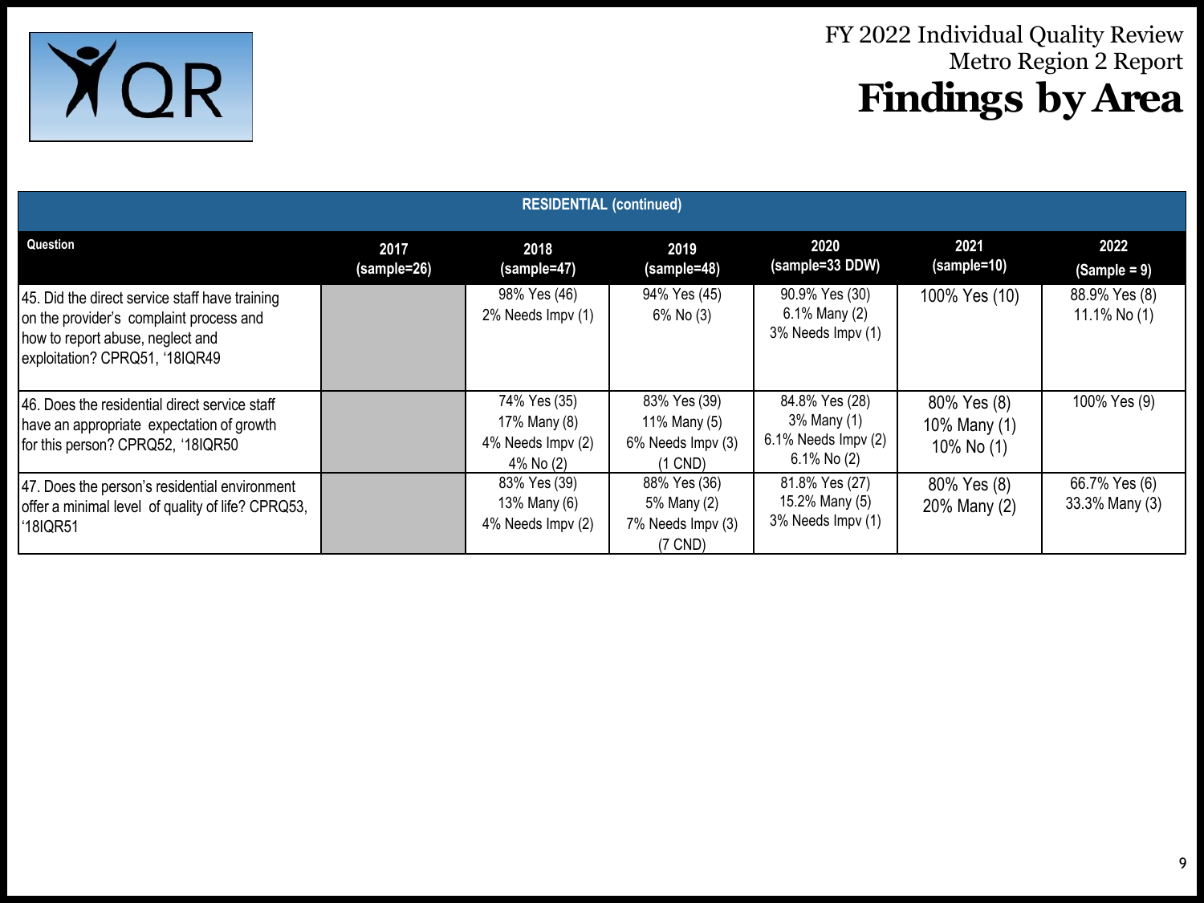# FY 2022 Individual Quality Review
## Metro Region 2 Report
# Findings by Area

| RESIDENTIAL (continued) | | | | | | |
|---|---|---|---|---|---|---|
| **Question** | **2017 (sample=26)** | **2018 (sample=47)** | **2019 (sample=48)** | **2020 (sample=33 DDW)** | **2021 (sample=10)** | **2022 (Sample = 9)** |
| 45. Did the direct service staff have training on the provider's complaint process and how to report abuse, neglect and exploitation? CPRQ51, '18IQR49 | | 98% Yes (46) 2% Needs Impv (1) | 94% Yes (45) 6% No (3) | 90.9% Yes (30) 6.1% Many (2) 3% Needs Impv (1) | 100% Yes (10) | 88.9% Yes (8) 11.1% No (1) |
| 46. Does the residential direct service staff have an appropriate expectation of growth for this person? CPRQ52, '18IQR50 | | 74% Yes (35) 17% Many (8) 4% Needs Impv (2) 4% No (2) | 83% Yes (39) 11% Many (5) 6% Needs Impv (3) (1 CND) | 84.8% Yes (28) 3% Many (1) 6.1% Needs Impv (2) 6.1% No (2) | 80% Yes (8) 10% Many (1) 10% No (1) | 100% Yes (9) |
| 47. Does the person's residential environment offer a minimal level of quality of life? CPRQ53, '18IQR51 | | 83% Yes (39) 13% Many (6) 4% Needs Impv (2) | 88% Yes (36) 5% Many (2) 7% Needs Impv (3) (7 CND) | 81.8% Yes (27) 15.2% Many (5) 3% Needs Impv (1) | 80% Yes (8) 20% Many (2) | 66.7% Yes (6) 33.3% Many (3) |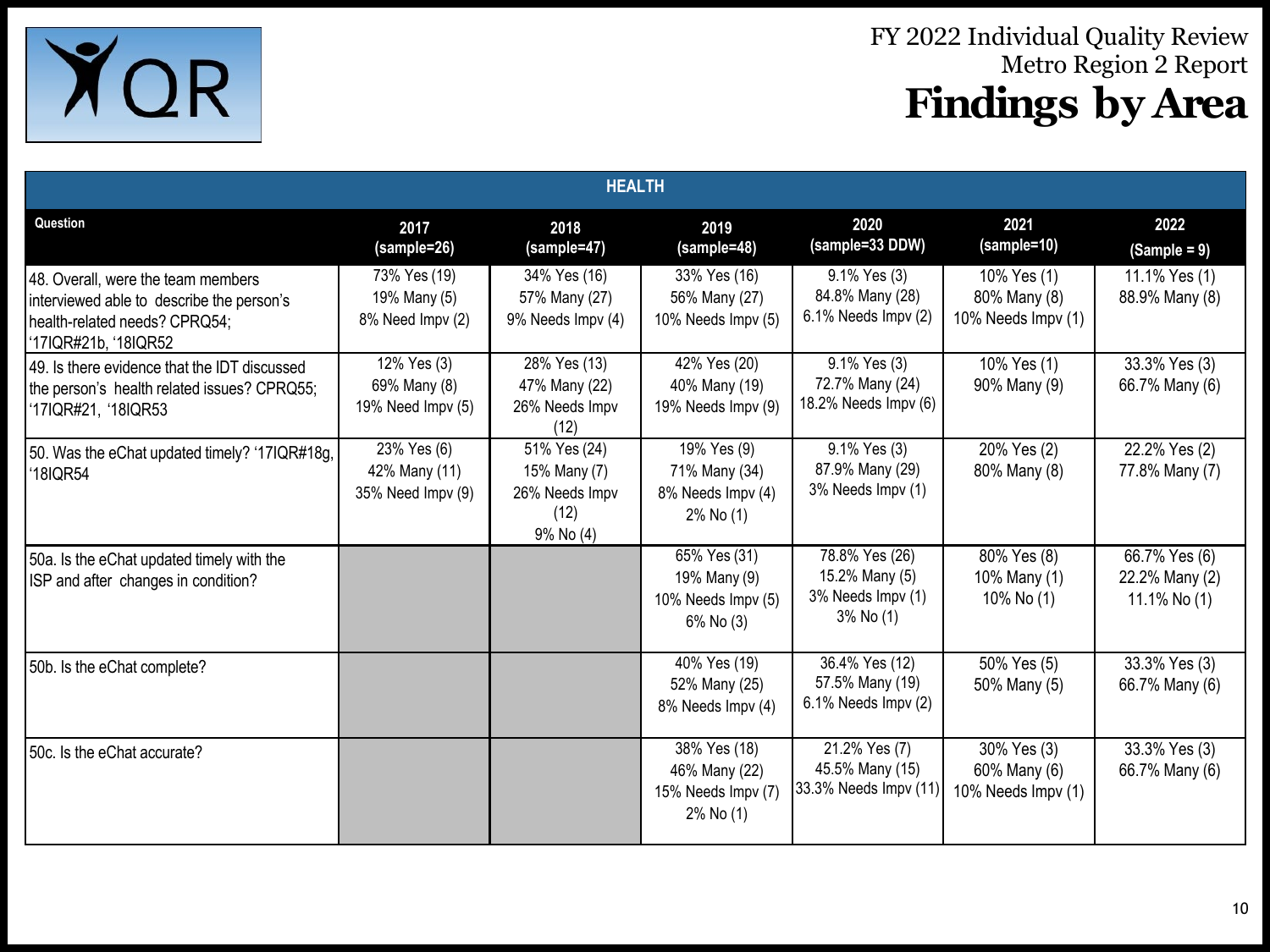# FY 2022 Individual Quality Review
## Metro Region 2 Report
# Findings by Area

| HEALTH | | | | | | |
|---|---|---|---|---|---|---|
| **Question** | **2017 (sample=26)** | **2018 (sample=47)** | **2019 (sample=48)** | **2020 (sample=33 DDW)** | **2021 (sample=10)** | **2022 (Sample = 9)** |
| 48. Overall, were the team members interviewed able to describe the person's health-related needs? CPRQ54; '17IQR#21b, '18IQR52 | 73% Yes (19)<br>19% Many (5)<br>8% Need Impv (2) | 34% Yes (16)<br>57% Many (27)<br>9% Needs Impv (4) | 33% Yes (16)<br>56% Many (27)<br>10% Needs Impv (5) | 9.1% Yes (3)<br>84.8% Many (28)<br>6.1% Needs Impv (2) | 10% Yes (1)<br>80% Many (8)<br>10% Needs Impv (1) | 11.1% Yes (1)<br>88.9% Many (8) |
| 49. Is there evidence that the IDT discussed the person's health related issues? CPRQ55; '17IQR#21, '18IQR53 | 12% Yes (3)<br>69% Many (8)<br>19% Need Impv (5) | 28% Yes (13)<br>47% Many (22)<br>26% Needs Impv (12) | 42% Yes (20)<br>40% Many (19)<br>19% Needs Impv (9) | 9.1% Yes (3)<br>72.7% Many (24)<br>18.2% Needs Impv (6) | 10% Yes (1)<br>90% Many (9) | 33.3% Yes (3)<br>66.7% Many (6) |
| 50. Was the eChat updated timely? '17IQR#18g, '18IQR54 | 23% Yes (6)<br>42% Many (11)<br>35% Need Impv (9) | 51% Yes (24)<br>15% Many (7)<br>26% Needs Impv (12)<br>9% No (4) | 19% Yes (9)<br>71% Many (34)<br>8% Needs Impv (4)<br>2% No (1) | 9.1% Yes (3)<br>87.9% Many (29)<br>3% Needs Impv (1) | 20% Yes (2)<br>80% Many (8) | 22.2% Yes (2)<br>77.8% Many (7) |
| 50a. Is the eChat updated timely with the ISP and after changes in condition? | | | 65% Yes (31)<br>19% Many (9)<br>10% Needs Impv (5)<br>6% No (3) | 78.8% Yes (26)<br>15.2% Many (5)<br>3% Needs Impv (1)<br>3% No (1) | 80% Yes (8)<br>10% Many (1)<br>10% No (1) | 66.7% Yes (6)<br>22.2% Many (2)<br>11.1% No (1) |
| 50b. Is the eChat complete? | | | 40% Yes (19)<br>52% Many (25)<br>8% Needs Impv (4) | 36.4% Yes (12)<br>57.5% Many (19)<br>6.1% Needs Impv (2) | 50% Yes (5)<br>50% Many (5) | 33.3% Yes (3)<br>66.7% Many (6) |
| 50c. Is the eChat accurate? | | | 38% Yes (18)<br>46% Many (22)<br>15% Needs Impv (7)<br>2% No (1) | 21.2% Yes (7)<br>45.5% Many (15)<br>33.3% Needs Impv (11) | 30% Yes (3)<br>60% Many (6)<br>10% Needs Impv (1) | 33.3% Yes (3)<br>66.7% Many (6) |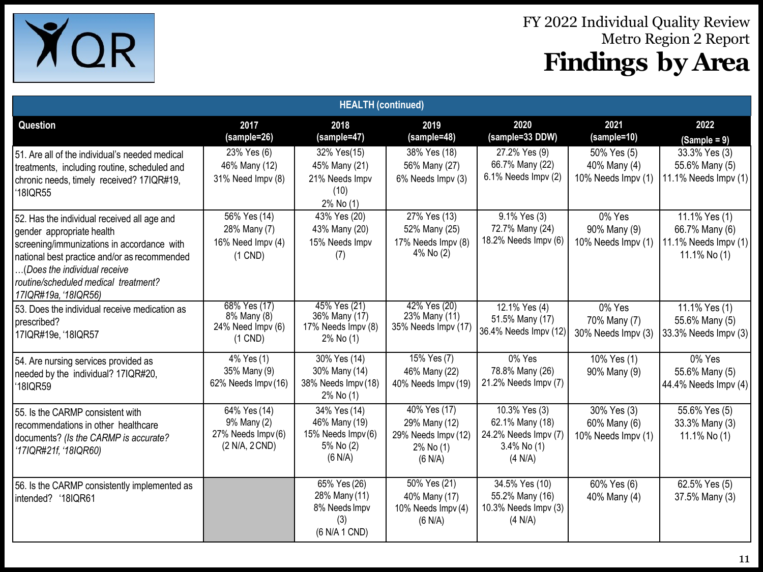# FY 2022 Individual Quality Review
## Metro Region 2 Report
# Findings by Area

| HEALTH (continued) | | | | | | |
|---|---|---|---|---|---|---|
| **Question** | **2017 (sample=26)** | **2018 (sample=47)** | **2019 (sample=48)** | **2020 (sample=33 DDW)** | **2021 (sample=10)** | **2022 (Sample = 9)** |
| 51. Are all of the individual's needed medical treatments, including routine, scheduled and chronic needs, timely received? 17IQR#19, '18IQR55 | 23% Yes (6)<br>46% Many (12)<br>31% Need Impv (8) | 32% Yes(15)<br>45% Many (21)<br>21% Needs Impv (10)<br>2% No (1) | 38% Yes (18)<br>56% Many (27)<br>6% Needs Impv (3) | 27.2% Yes (9)<br>66.7% Many (22)<br>6.1% Needs Impv (2) | 50% Yes (5)<br>40% Many (4)<br>10% Needs Impv (1) | 33.3% Yes (3)<br>55.6% Many (5)<br>11.1% Needs Impv (1) |
| 52. Has the individual received all age and gender appropriate health screening/immunizations in accordance with national best practice and/or as recommended …*(Does the individual receive routine/scheduled medical treatment? 17IQR#19a, '18IQR56)* | 56% Yes (14)<br>28% Many (7)<br>16% Need Impv (4)<br>(1 CND) | 43% Yes (20)<br>43% Many (20)<br>15% Needs Impv (7) | 27% Yes (13)<br>52% Many (25)<br>17% Needs Impv (8)<br>4% No (2) | 9.1% Yes (3)<br>72.7% Many (24)<br>18.2% Needs Impv (6) | 0% Yes<br>90% Many (9)<br>10% Needs Impv (1) | 11.1% Yes (1)<br>66.7% Many (6)<br>11.1% Needs Impv (1)<br>11.1% No (1) |
| 53. Does the individual receive medication as prescribed? 17IQR#19e, '18IQR57 | 68% Yes (17)<br>8% Many (8)<br>24% Need Impv (6)<br>(1 CND) | 45% Yes (21)<br>36% Many (17)<br>17% Needs Impv (8)<br>2% No (1) | 42% Yes (20)<br>23% Many (11)<br>35% Needs Impv (17) | 12.1% Yes (4)<br>51.5% Many (17)<br>36.4% Needs Impv (12) | 0% Yes<br>70% Many (7)<br>30% Needs Impv (3) | 11.1% Yes (1)<br>55.6% Many (5)<br>33.3% Needs Impv (3) |
| 54. Are nursing services provided as needed by the individual? 17IQR#20, '18IQR59 | 4% Yes (1)<br>35% Many (9)<br>62% Needs Impv (16) | 30% Yes (14)<br>30% Many (14)<br>38% Needs Impv (18)<br>2% No (1) | 15% Yes (7)<br>46% Many (22)<br>40% Needs Impv (19) | 0% Yes<br>78.8% Many (26)<br>21.2% Needs Impv (7) | 10% Yes (1)<br>90% Many (9) | 0% Yes<br>55.6% Many (5)<br>44.4% Needs Impv (4) |
| 55. Is the CARMP consistent with recommendations in other healthcare documents? *(Is the CARMP is accurate? '17IQR#21f, '18IQR60)* | 64% Yes (14)<br>9% Many (2)<br>27% Needs Impv (6)<br>(2 N/A, 2 CND) | 34% Yes (14)<br>46% Many (19)<br>15% Needs Impv (6)<br>5% No (2)<br>(6 N/A) | 40% Yes (17)<br>29% Many (12)<br>29% Needs Impv (12)<br>2% No (1)<br>(6 N/A) | 10.3% Yes (3)<br>62.1% Many (18)<br>24.2% Needs Impv (7)<br>3.4% No (1)<br>(4 N/A) | 30% Yes (3)<br>60% Many (6)<br>10% Needs Impv (1) | 55.6% Yes (5)<br>33.3% Many (3)<br>11.1% No (1) |
| 56. Is the CARMP consistently implemented as intended? '18IQR61 | | 65% Yes (26)<br>28% Many (11)<br>8% Needs Impv (3)<br>(6 N/A 1 CND) | 50% Yes (21)<br>40% Many (17)<br>10% Needs Impv (4)<br>(6 N/A) | 34.5% Yes (10)<br>55.2% Many (16)<br>10.3% Needs Impv (3)<br>(4 N/A) | 60% Yes (6)<br>40% Many (4) | 62.5% Yes (5)<br>37.5% Many (3) |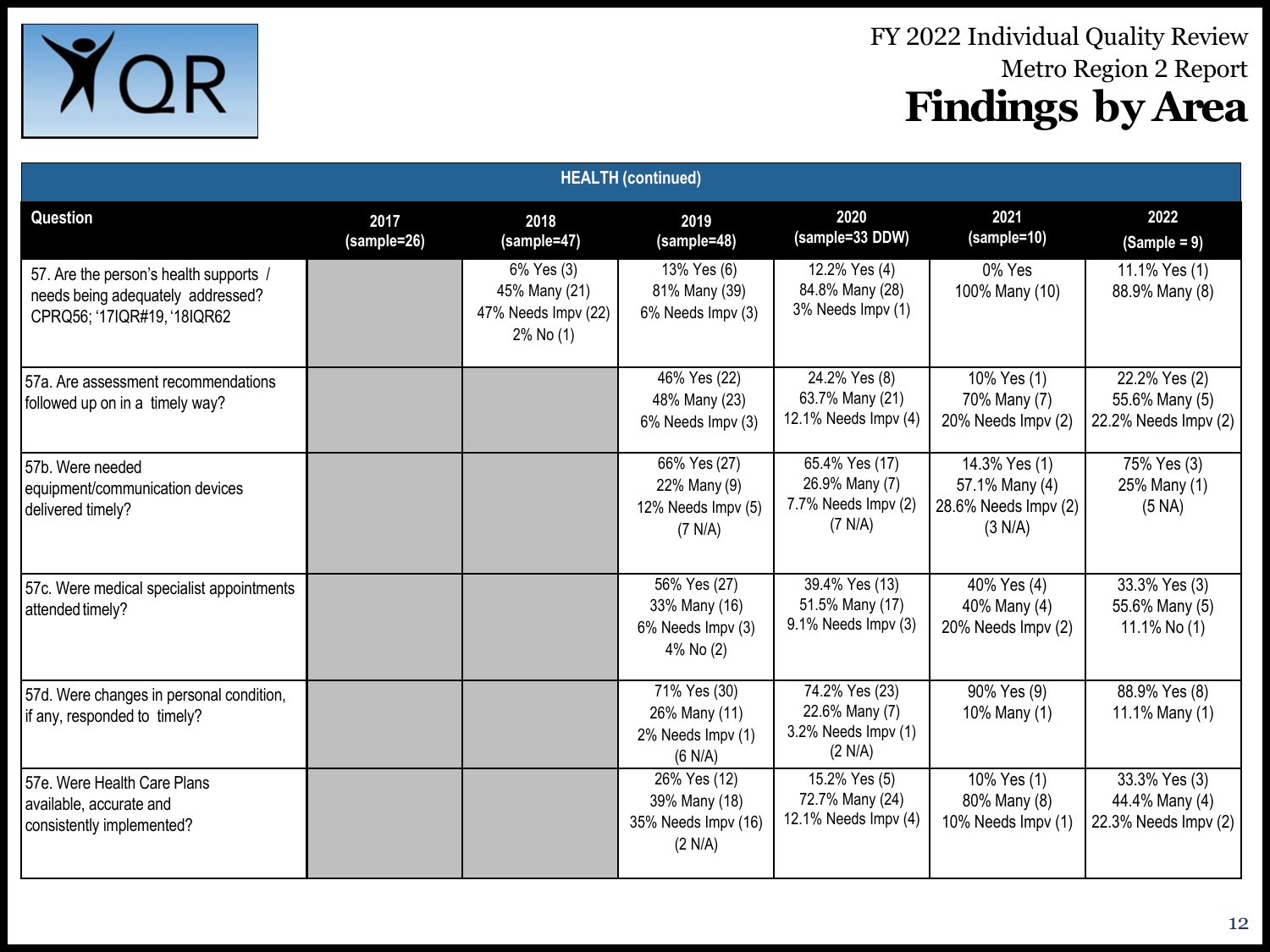# FY 2022 Individual Quality Review

## Metro Region 2 Report

# Findings by Area

| HEALTH (continued) | | | | | | |
|---|---|---|---|---|---|---|
| **Question** | **2017 (sample=26)** | **2018 (sample=47)** | **2019 (sample=48)** | **2020 (sample=33 DDW)** | **2021 (sample=10)** | **2022 (Sample = 9)** |
| 57. Are the person's health supports / needs being adequately addressed? CPRQ56; '17IQR#19, '18IQR62 | | 6% Yes (3) 45% Many (21) 47% Needs Impv (22) 2% No (1) | 13% Yes (6) 81% Many (39) 6% Needs Impv (3) | 12.2% Yes (4) 84.8% Many (28) 3% Needs Impv (1) | 0% Yes 100% Many (10) | 11.1% Yes (1) 88.9% Many (8) |
| 57a. Are assessment recommendations followed up on in a timely way? | | | 46% Yes (22) 48% Many (23) 6% Needs Impv (3) | 24.2% Yes (8) 63.7% Many (21) 12.1% Needs Impv (4) | 10% Yes (1) 70% Many (7) 20% Needs Impv (2) | 22.2% Yes (2) 55.6% Many (5) 22.2% Needs Impv (2) |
| 57b. Were needed equipment/communication devices delivered timely? | | | 66% Yes (27) 22% Many (9) 12% Needs Impv (5) (7 N/A) | 65.4% Yes (17) 26.9% Many (7) 7.7% Needs Impv (2) (7 N/A) | 14.3% Yes (1) 57.1% Many (4) 28.6% Needs Impv (2) (3 N/A) | 75% Yes (3) 25% Many (1) (5 NA) |
| 57c. Were medical specialist appointments attended timely? | | | 56% Yes (27) 33% Many (16) 6% Needs Impv (3) 4% No (2) | 39.4% Yes (13) 51.5% Many (17) 9.1% Needs Impv (3) | 40% Yes (4) 40% Many (4) 20% Needs Impv (2) | 33.3% Yes (3) 55.6% Many (5) 11.1% No (1) |
| 57d. Were changes in personal condition, if any, responded to timely? | | | 71% Yes (30) 26% Many (11) 2% Needs Impv (1) (6 N/A) | 74.2% Yes (23) 22.6% Many (7) 3.2% Needs Impv (1) (2 N/A) | 90% Yes (9) 10% Many (1) | 88.9% Yes (8) 11.1% Many (1) |
| 57e. Were Health Care Plans available, accurate and consistently implemented? | | | 26% Yes (12) 39% Many (18) 35% Needs Impv (16) (2 N/A) | 15.2% Yes (5) 72.7% Many (24) 12.1% Needs Impv (4) | 10% Yes (1) 80% Many (8) 10% Needs Impv (1) | 33.3% Yes (3) 44.4% Many (4) 22.3% Needs Impv (2) |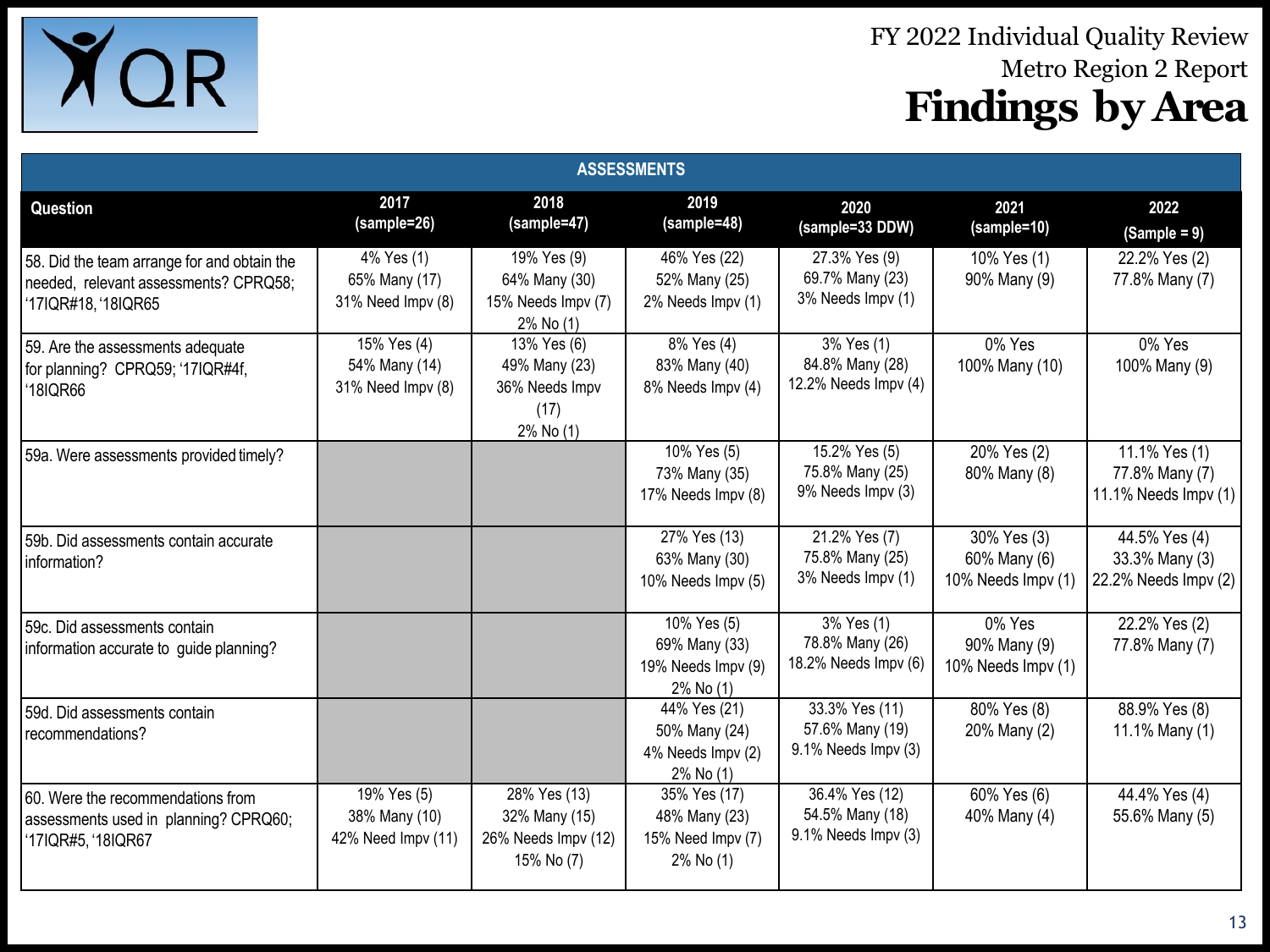FY 2022 Individual Quality Review
Metro Region 2 Report

# Findings by Area

## ASSESSMENTS

| Question | 2017 (sample=26) | 2018 (sample=47) | 2019 (sample=48) | 2020 (sample=33 DDW) | 2021 (sample=10) | 2022 (Sample = 9) |
|---|---|---|---|---|---|---|
| 58. Did the team arrange for and obtain the needed, relevant assessments? CPRQ58; '17IQR#18, '18IQR65 | 4% Yes (1)<br>65% Many (17)<br>31% Need Impv (8) | 19% Yes (9)<br>64% Many (30)<br>15% Needs Impv (7)<br>2% No (1) | 46% Yes (22)<br>52% Many (25)<br>2% Needs Impv (1) | 27.3% Yes (9)<br>69.7% Many (23)<br>3% Needs Impv (1) | 10% Yes (1)<br>90% Many (9) | 22.2% Yes (2)<br>77.8% Many (7) |
| 59. Are the assessments adequate for planning? CPRQ59; '17IQR#4f, '18IQR66 | 15% Yes (4)<br>54% Many (14)<br>31% Need Impv (8) | 13% Yes (6)<br>49% Many (23)<br>36% Needs Impv (17)<br>2% No (1) | 8% Yes (4)<br>83% Many (40)<br>8% Needs Impv (4) | 3% Yes (1)<br>84.8% Many (28)<br>12.2% Needs Impv (4) | 0% Yes<br>100% Many (10) | 0% Yes<br>100% Many (9) |
| 59a. Were assessments provided timely? | | | 10% Yes (5)<br>73% Many (35)<br>17% Needs Impv (8) | 15.2% Yes (5)<br>75.8% Many (25)<br>9% Needs Impv (3) | 20% Yes (2)<br>80% Many (8) | 11.1% Yes (1)<br>77.8% Many (7)<br>11.1% Needs Impv (1) |
| 59b. Did assessments contain accurate information? | | | 27% Yes (13)<br>63% Many (30)<br>10% Needs Impv (5) | 21.2% Yes (7)<br>75.8% Many (25)<br>3% Needs Impv (1) | 30% Yes (3)<br>60% Many (6)<br>10% Needs Impv (1) | 44.5% Yes (4)<br>33.3% Many (3)<br>22.2% Needs Impv (2) |
| 59c. Did assessments contain information accurate to guide planning? | | | 10% Yes (5)<br>69% Many (33)<br>19% Needs Impv (9)<br>2% No (1) | 3% Yes (1)<br>78.8% Many (26)<br>18.2% Needs Impv (6) | 0% Yes<br>90% Many (9)<br>10% Needs Impv (1) | 22.2% Yes (2)<br>77.8% Many (7) |
| 59d. Did assessments contain recommendations? | | | 44% Yes (21)<br>50% Many (24)<br>4% Needs Impv (2)<br>2% No (1) | 33.3% Yes (11)<br>57.6% Many (19)<br>9.1% Needs Impv (3) | 80% Yes (8)<br>20% Many (2) | 88.9% Yes (8)<br>11.1% Many (1) |
| 60. Were the recommendations from assessments used in planning? CPRQ60; '17IQR#5, '18IQR67 | 19% Yes (5)<br>38% Many (10)<br>42% Need Impv (11) | 28% Yes (13)<br>32% Many (15)<br>26% Needs Impv (12)<br>15% No (7) | 35% Yes (17)<br>48% Many (23)<br>15% Need Impv (7)<br>2% No (1) | 36.4% Yes (12)<br>54.5% Many (18)<br>9.1% Needs Impv (3) | 60% Yes (6)<br>40% Many (4) | 44.4% Yes (4)<br>55.6% Many (5) |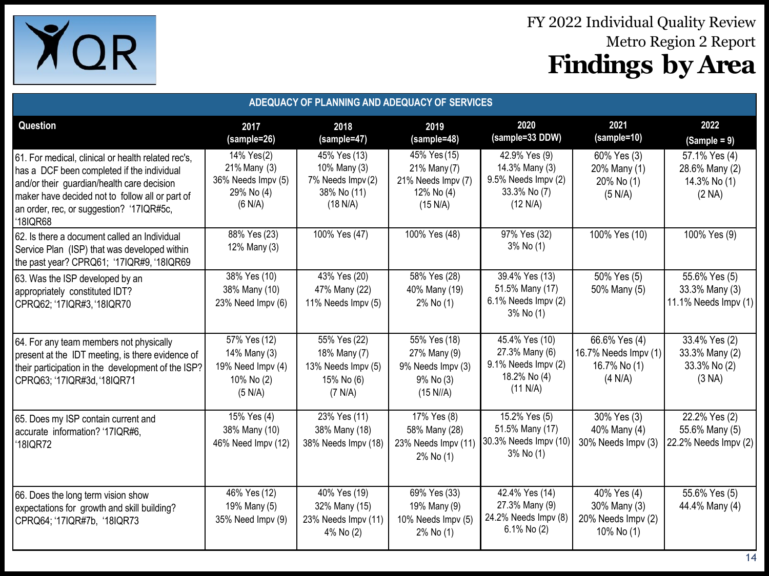# FY 2022 Individual Quality Review
## Metro Region 2 Report
# Findings by Area

**ADEQUACY OF PLANNING AND ADEQUACY OF SERVICES**

| Question | 2017 (sample=26) | 2018 (sample=47) | 2019 (sample=48) | 2020 (sample=33 DDW) | 2021 (sample=10) | 2022 (Sample = 9) |
|---|---|---|---|---|---|---|
| 61. For medical, clinical or health related rec's, has a DCF been completed if the individual and/or their guardian/health care decision maker have decided not to follow all or part of an order, rec, or suggestion? '17IQR#5c, '18IQR68 | 14% Yes(2) 21% Many (3) 36% Needs Impv (5) 29% No (4) (6 N/A) | 45% Yes (13) 10% Many (3) 7% Needs Impv (2) 38% No (11) (18 N/A) | 45% Yes (15) 21% Many (7) 21% Needs Impv (7) 12% No (4) (15 N/A) | 42.9% Yes (9) 14.3% Many (3) 9.5% Needs Impv (2) 33.3% No (7) (12 N/A) | 60% Yes (3) 20% Many (1) 20% No (1) (5 N/A) | 57.1% Yes (4) 28.6% Many (2) 14.3% No (1) (2 NA) |
| 62. Is there a document called an Individual Service Plan (ISP) that was developed within the past year? CPRQ61; '17IQR#9, '18IQR69 | 88% Yes (23) 12% Many (3) | 100% Yes (47) | 100% Yes (48) | 97% Yes (32) 3% No (1) | 100% Yes (10) | 100% Yes (9) |
| 63. Was the ISP developed by an appropriately constituted IDT? CPRQ62; '17IQR#3, '18IQR70 | 38% Yes (10) 38% Many (10) 23% Need Impv (6) | 43% Yes (20) 47% Many (22) 11% Needs Impv (5) | 58% Yes (28) 40% Many (19) 2% No (1) | 39.4% Yes (13) 51.5% Many (17) 6.1% Needs Impv (2) 3% No (1) | 50% Yes (5) 50% Many (5) | 55.6% Yes (5) 33.3% Many (3) 11.1% Needs Impv (1) |
| 64. For any team members not physically present at the IDT meeting, is there evidence of their participation in the development of the ISP? CPRQ63; '17IQR#3d, '18IQR71 | 57% Yes (12) 14% Many (3) 19% Need Impv (4) 10% No (2) (5 N/A) | 55% Yes (22) 18% Many (7) 13% Needs Impv (5) 15% No (6) (7 N/A) | 55% Yes (18) 27% Many (9) 9% Needs Impv (3) 9% No (3) (15 N//A) | 45.4% Yes (10) 27.3% Many (6) 9.1% Needs Impv (2) 18.2% No (4) (11 N/A) | 66.6% Yes (4) 16.7% Needs Impv (1) 16.7% No (1) (4 N/A) | 33.4% Yes (2) 33.3% Many (2) 33.3% No (2) (3 NA) |
| 65. Does my ISP contain current and accurate information? '17IQR#6, '18IQR72 | 15% Yes (4) 38% Many (10) 46% Need Impv (12) | 23% Yes (11) 38% Many (18) 38% Needs Impv (18) | 17% Yes (8) 58% Many (28) 23% Needs Impv (11) 2% No (1) | 15.2% Yes (5) 51.5% Many (17) 30.3% Needs Impv (10) 3% No (1) | 30% Yes (3) 40% Many (4) 30% Needs Impv (3) | 22.2% Yes (2) 55.6% Many (5) 22.2% Needs Impv (2) |
| 66. Does the long term vision show expectations for growth and skill building? CPRQ64; '17IQR#7b, '18IQR73 | 46% Yes (12) 19% Many (5) 35% Need Impv (9) | 40% Yes (19) 32% Many (15) 23% Needs Impv (11) 4% No (2) | 69% Yes (33) 19% Many (9) 10% Needs Impv (5) 2% No (1) | 42.4% Yes (14) 27.3% Many (9) 24.2% Needs Impv (8) 6.1% No (2) | 40% Yes (4) 30% Many (3) 20% Needs Impv (2) 10% No (1) | 55.6% Yes (5) 44.4% Many (4) |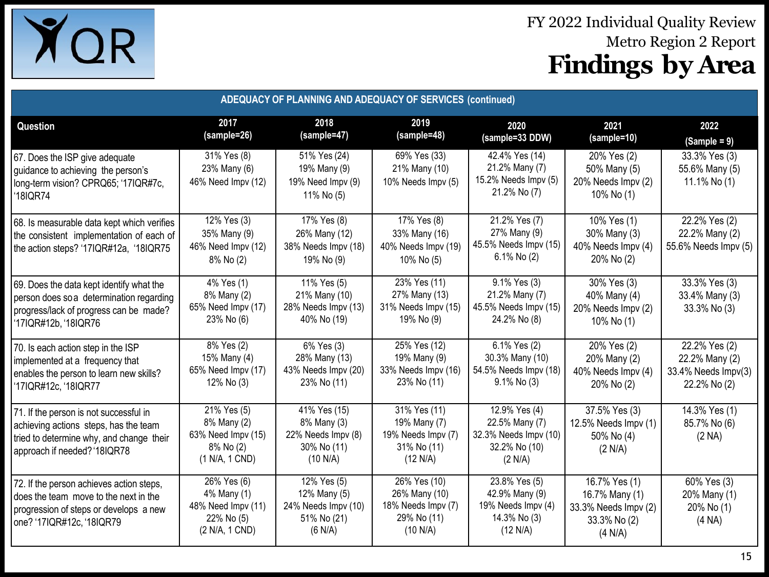# FY 2022 Individual Quality Review

## Metro Region 2 Report

# Findings by Area

| ADEQUACY OF PLANNING AND ADEQUACY OF SERVICES (continued) | | | | | | |
|---|---|---|---|---|---|---|
| **Question** | **2017 (sample=26)** | **2018 (sample=47)** | **2019 (sample=48)** | **2020 (sample=33 DDW)** | **2021 (sample=10)** | **2022 (Sample = 9)** |
| 67. Does the ISP give adequate guidance to achieving the person's long-term vision? CPRQ65; '17IQR#7c, '18IQR74 | 31% Yes (8)<br>23% Many (6)<br>46% Need Impv (12) | 51% Yes (24)<br>19% Many (9)<br>19% Need Impv (9)<br>11% No (5) | 69% Yes (33)<br>21% Many (10)<br>10% Needs Impv (5) | 42.4% Yes (14)<br>21.2% Many (7)<br>15.2% Needs Impv (5)<br>21.2% No (7) | 20% Yes (2)<br>50% Many (5)<br>20% Needs Impv (2)<br>10% No (1) | 33.3% Yes (3)<br>55.6% Many (5)<br>11.1% No (1) |
| 68. Is measurable data kept which verifies the consistent implementation of each of the action steps? '17IQR#12a, '18IQR75 | 12% Yes (3)<br>35% Many (9)<br>46% Need Impv (12)<br>8% No (2) | 17% Yes (8)<br>26% Many (12)<br>38% Needs Impv (18)<br>19% No (9) | 17% Yes (8)<br>33% Many (16)<br>40% Needs Impv (19)<br>10% No (5) | 21.2% Yes (7)<br>27% Many (9)<br>45.5% Needs Impv (15)<br>6.1% No (2) | 10% Yes (1)<br>30% Many (3)<br>40% Needs Impv (4)<br>20% No (2) | 22.2% Yes (2)<br>22.2% Many (2)<br>55.6% Needs Impv (5) |
| 69. Does the data kept identify what the person does so a determination regarding progress/lack of progress can be made? '17IQR#12b, '18IQR76 | 4% Yes (1)<br>8% Many (2)<br>65% Need Impv (17)<br>23% No (6) | 11% Yes (5)<br>21% Many (10)<br>28% Needs Impv (13)<br>40% No (19) | 23% Yes (11)<br>27% Many (13)<br>31% Needs Impv (15)<br>19% No (9) | 9.1% Yes (3)<br>21.2% Many (7)<br>45.5% Needs Impv (15)<br>24.2% No (8) | 30% Yes (3)<br>40% Many (4)<br>20% Needs Impv (2)<br>10% No (1) | 33.3% Yes (3)<br>33.4% Many (3)<br>33.3% No (3) |
| 70. Is each action step in the ISP implemented at a frequency that enables the person to learn new skills? '17IQR#12c, '18IQR77 | 8% Yes (2)<br>15% Many (4)<br>65% Need Impv (17)<br>12% No (3) | 6% Yes (3)<br>28% Many (13)<br>43% Needs Impv (20)<br>23% No (11) | 25% Yes (12)<br>19% Many (9)<br>33% Needs Impv (16)<br>23% No (11) | 6.1% Yes (2)<br>30.3% Many (10)<br>54.5% Needs Impv (18)<br>9.1% No (3) | 20% Yes (2)<br>20% Many (2)<br>40% Needs Impv (4)<br>20% No (2) | 22.2% Yes (2)<br>22.2% Many (2)<br>33.4% Needs Impv(3)<br>22.2% No (2) |
| 71. If the person is not successful in achieving actions steps, has the team tried to determine why, and change their approach if needed? '18IQR78 | 21% Yes (5)<br>8% Many (2)<br>63% Need Impv (15)<br>8% No (2)<br>(1 N/A, 1 CND) | 41% Yes (15)<br>8% Many (3)<br>22% Needs Impv (8)<br>30% No (11)<br>(10 N/A) | 31% Yes (11)<br>19% Many (7)<br>19% Needs Impv (7)<br>31% No (11)<br>(12 N/A) | 12.9% Yes (4)<br>22.5% Many (7)<br>32.3% Needs Impv (10)<br>32.2% No (10)<br>(2 N/A) | 37.5% Yes (3)<br>12.5% Needs Impv (1)<br>50% No (4)<br>(2 N/A) | 14.3% Yes (1)<br>85.7% No (6)<br>(2 NA) |
| 72. If the person achieves action steps, does the team move to the next in the progression of steps or develops a new one? '17IQR#12c, '18IQR79 | 26% Yes (6)<br>4% Many (1)<br>48% Need Impv (11)<br>22% No (5)<br>(2 N/A, 1 CND) | 12% Yes (5)<br>12% Many (5)<br>24% Needs Impv (10)<br>51% No (21)<br>(6 N/A) | 26% Yes (10)<br>26% Many (10)<br>18% Needs Impv (7)<br>29% No (11)<br>(10 N/A) | 23.8% Yes (5)<br>42.9% Many (9)<br>19% Needs Impv (4)<br>14.3% No (3)<br>(12 N/A) | 16.7% Yes (1)<br>16.7% Many (1)<br>33.3% Needs Impv (2)<br>33.3% No (2)<br>(4 N/A) | 60% Yes (3)<br>20% Many (1)<br>20% No (1)<br>(4 NA) |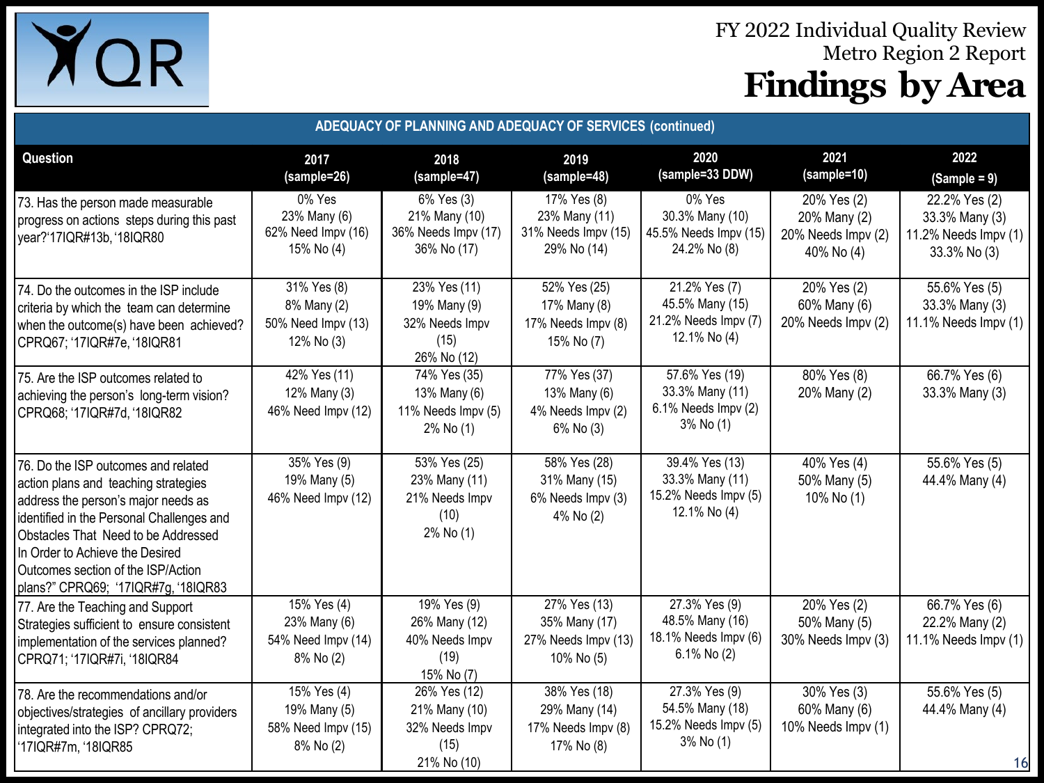# FY 2022 Individual Quality Review
## Metro Region 2 Report
# Findings by Area

| ADEQUACY OF PLANNING AND ADEQUACY OF SERVICES (continued) | | | | | | |
|---|---|---|---|---|---|---|
| **Question** | **2017 (sample=26)** | **2018 (sample=47)** | **2019 (sample=48)** | **2020 (sample=33 DDW)** | **2021 (sample=10)** | **2022 (Sample = 9)** |
| 73. Has the person made measurable progress on actions steps during this past year?'17IQR#13b, '18IQR80 | 0% Yes<br>23% Many (6)<br>62% Need Impv (16)<br>15% No (4) | 6% Yes (3)<br>21% Many (10)<br>36% Needs Impv (17)<br>36% No (17) | 17% Yes (8)<br>23% Many (11)<br>31% Needs Impv (15)<br>29% No (14) | 0% Yes<br>30.3% Many (10)<br>45.5% Needs Impv (15)<br>24.2% No (8) | 20% Yes (2)<br>20% Many (2)<br>20% Needs Impv (2)<br>40% No (4) | 22.2% Yes (2)<br>33.3% Many (3)<br>11.2% Needs Impv (1)<br>33.3% No (3) |
| 74. Do the outcomes in the ISP include criteria by which the team can determine when the outcome(s) have been achieved? CPRQ67; '17IQR#7e, '18IQR81 | 31% Yes (8)<br>8% Many (2)<br>50% Need Impv (13)<br>12% No (3) | 23% Yes (11)<br>19% Many (9)<br>32% Needs Impv (15)<br>26% No (12) | 52% Yes (25)<br>17% Many (8)<br>17% Needs Impv (8)<br>15% No (7) | 21.2% Yes (7)<br>45.5% Many (15)<br>21.2% Needs Impv (7)<br>12.1% No (4) | 20% Yes (2)<br>60% Many (6)<br>20% Needs Impv (2) | 55.6% Yes (5)<br>33.3% Many (3)<br>11.1% Needs Impv (1) |
| 75. Are the ISP outcomes related to achieving the person's long-term vision? CPRQ68; '17IQR#7d, '18IQR82 | 42% Yes (11)<br>12% Many (3)<br>46% Need Impv (12) | 74% Yes (35)<br>13% Many (6)<br>11% Needs Impv (5)<br>2% No (1) | 77% Yes (37)<br>13% Many (6)<br>4% Needs Impv (2)<br>6% No (3) | 57.6% Yes (19)<br>33.3% Many (11)<br>6.1% Needs Impv (2)<br>3% No (1) | 80% Yes (8)<br>20% Many (2) | 66.7% Yes (6)<br>33.3% Many (3) |
| 76. Do the ISP outcomes and related action plans and teaching strategies address the person's major needs as identified in the Personal Challenges and Obstacles That Need to be Addressed In Order to Achieve the Desired Outcomes section of the ISP/Action plans?" CPRQ69; '17IQR#7g, '18IQR83 | 35% Yes (9)<br>19% Many (5)<br>46% Need Impv (12) | 53% Yes (25)<br>23% Many (11)<br>21% Needs Impv (10)<br>2% No (1) | 58% Yes (28)<br>31% Many (15)<br>6% Needs Impv (3)<br>4% No (2) | 39.4% Yes (13)<br>33.3% Many (11)<br>15.2% Needs Impv (5)<br>12.1% No (4) | 40% Yes (4)<br>50% Many (5)<br>10% No (1) | 55.6% Yes (5)<br>44.4% Many (4) |
| 77. Are the Teaching and Support Strategies sufficient to ensure consistent implementation of the services planned? CPRQ71; '17IQR#7i, '18IQR84 | 15% Yes (4)<br>23% Many (6)<br>54% Need Impv (14)<br>8% No (2) | 19% Yes (9)<br>26% Many (12)<br>40% Needs Impv (19)<br>15% No (7) | 27% Yes (13)<br>35% Many (17)<br>27% Needs Impv (13)<br>10% No (5) | 27.3% Yes (9)<br>48.5% Many (16)<br>18.1% Needs Impv (6)<br>6.1% No (2) | 20% Yes (2)<br>50% Many (5)<br>30% Needs Impv (3) | 66.7% Yes (6)<br>22.2% Many (2)<br>11.1% Needs Impv (1) |
| 78. Are the recommendations and/or objectives/strategies of ancillary providers integrated into the ISP? CPRQ72; '17IQR#7m, '18IQR85 | 15% Yes (4)<br>19% Many (5)<br>58% Need Impv (15)<br>8% No (2) | 26% Yes (12)<br>21% Many (10)<br>32% Needs Impv (15)<br>21% No (10) | 38% Yes (18)<br>29% Many (14)<br>17% Needs Impv (8)<br>17% No (8) | 27.3% Yes (9)<br>54.5% Many (18)<br>15.2% Needs Impv (5)<br>3% No (1) | 30% Yes (3)<br>60% Many (6)<br>10% Needs Impv (1) | 55.6% Yes (5)<br>44.4% Many (4) |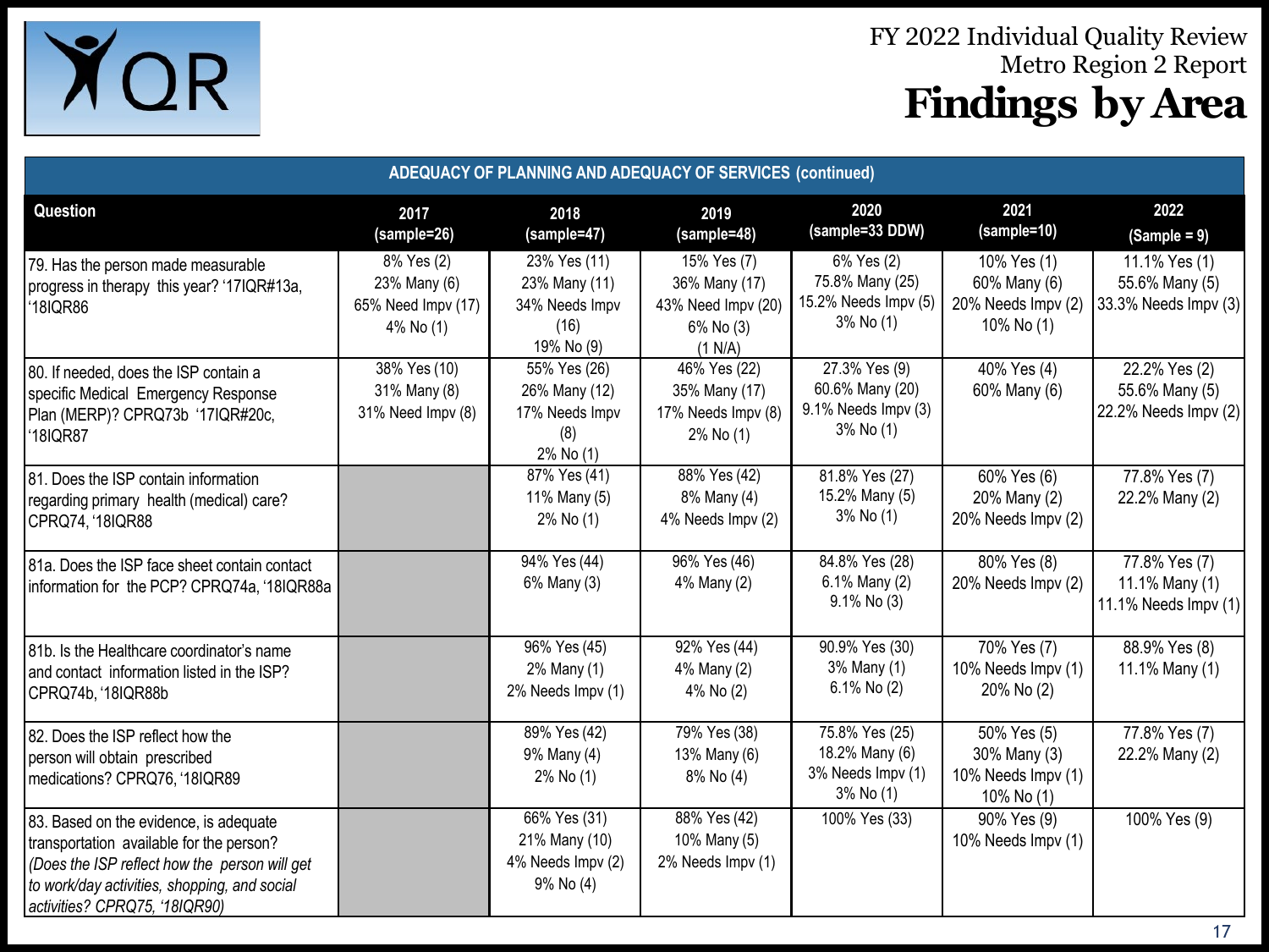FY 2022 Individual Quality Review
Metro Region 2 Report

# Findings by Area

| ADEQUACY OF PLANNING AND ADEQUACY OF SERVICES (continued) | | | | | | |
|---|---|---|---|---|---|---|
| **Question** | **2017 (sample=26)** | **2018 (sample=47)** | **2019 (sample=48)** | **2020 (sample=33 DDW)** | **2021 (sample=10)** | **2022 (Sample = 9)** |
| 79. Has the person made measurable progress in therapy this year? '17IQR#13a, '18IQR86 | 8% Yes (2)<br>23% Many (6)<br>65% Need Impv (17)<br>4% No (1) | 23% Yes (11)<br>23% Many (11)<br>34% Needs Impv (16)<br>19% No (9) | 15% Yes (7)<br>36% Many (17)<br>43% Need Impv (20)<br>6% No (3)<br>(1 N/A) | 6% Yes (2)<br>75.8% Many (25)<br>15.2% Needs Impv (5)<br>3% No (1) | 10% Yes (1)<br>60% Many (6)<br>20% Needs Impv (2)<br>10% No (1) | 11.1% Yes (1)<br>55.6% Many (5)<br>33.3% Needs Impv (3) |
| 80. If needed, does the ISP contain a specific Medical Emergency Response Plan (MERP)? CPRQ73b '17IQR#20c, '18IQR87 | 38% Yes (10)<br>31% Many (8)<br>31% Need Impv (8) | 55% Yes (26)<br>26% Many (12)<br>17% Needs Impv (8)<br>2% No (1) | 46% Yes (22)<br>35% Many (17)<br>17% Needs Impv (8)<br>2% No (1) | 27.3% Yes (9)<br>60.6% Many (20)<br>9.1% Needs Impv (3)<br>3% No (1) | 40% Yes (4)<br>60% Many (6) | 22.2% Yes (2)<br>55.6% Many (5)<br>22.2% Needs Impv (2) |
| 81. Does the ISP contain information regarding primary health (medical) care? CPRQ74, '18IQR88 | | 87% Yes (41)<br>11% Many (5)<br>2% No (1) | 88% Yes (42)<br>8% Many (4)<br>4% Needs Impv (2) | 81.8% Yes (27)<br>15.2% Many (5)<br>3% No (1) | 60% Yes (6)<br>20% Many (2)<br>20% Needs Impv (2) | 77.8% Yes (7)<br>22.2% Many (2) |
| 81a. Does the ISP face sheet contain contact information for the PCP? CPRQ74a, '18IQR88a | | 94% Yes (44)<br>6% Many (3) | 96% Yes (46)<br>4% Many (2) | 84.8% Yes (28)<br>6.1% Many (2)<br>9.1% No (3) | 80% Yes (8)<br>20% Needs Impv (2) | 77.8% Yes (7)<br>11.1% Many (1)<br>11.1% Needs Impv (1) |
| 81b. Is the Healthcare coordinator's name and contact information listed in the ISP? CPRQ74b, '18IQR88b | | 96% Yes (45)<br>2% Many (1)<br>2% Needs Impv (1) | 92% Yes (44)<br>4% Many (2)<br>4% No (2) | 90.9% Yes (30)<br>3% Many (1)<br>6.1% No (2) | 70% Yes (7)<br>10% Needs Impv (1)<br>20% No (2) | 88.9% Yes (8)<br>11.1% Many (1) |
| 82. Does the ISP reflect how the person will obtain prescribed medications? CPRQ76, '18IQR89 | | 89% Yes (42)<br>9% Many (4)<br>2% No (1) | 79% Yes (38)<br>13% Many (6)<br>8% No (4) | 75.8% Yes (25)<br>18.2% Many (6)<br>3% Needs Impv (1)<br>3% No (1) | 50% Yes (5)<br>30% Many (3)<br>10% Needs Impv (1)<br>10% No (1) | 77.8% Yes (7)<br>22.2% Many (2) |
| 83. Based on the evidence, is adequate transportation available for the person? *(Does the ISP reflect how the person will get to work/day activities, shopping, and social activities? CPRQ75, '18IQR90)* | | 66% Yes (31)<br>21% Many (10)<br>4% Needs Impv (2)<br>9% No (4) | 88% Yes (42)<br>10% Many (5)<br>2% Needs Impv (1) | 100% Yes (33) | 90% Yes (9)<br>10% Needs Impv (1) | 100% Yes (9) |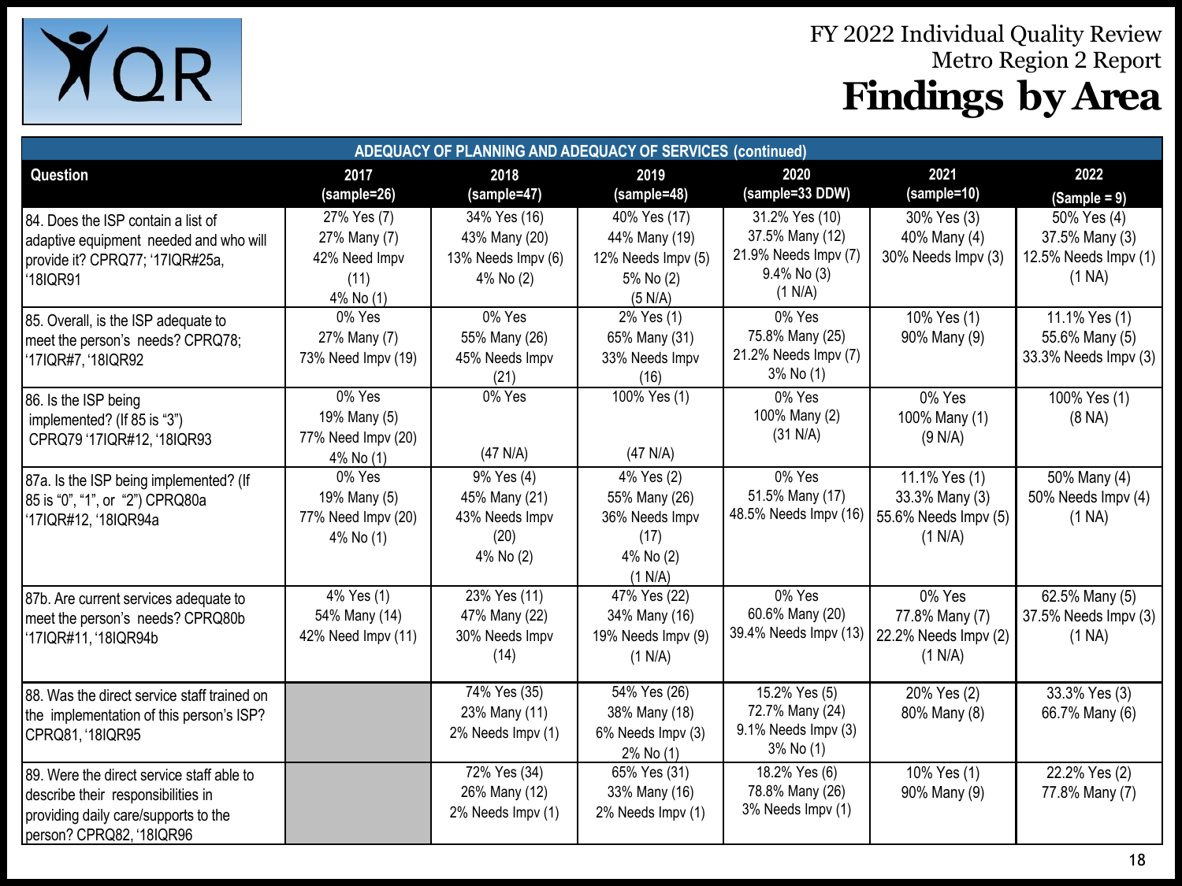# FY 2022 Individual Quality Review
## Metro Region 2 Report
# Findings by Area

| ADEQUACY OF PLANNING AND ADEQUACY OF SERVICES (continued) | | | | | | |
|---|---|---|---|---|---|---|
| **Question** | **2017 (sample=26)** | **2018 (sample=47)** | **2019 (sample=48)** | **2020 (sample=33 DDW)** | **2021 (sample=10)** | **2022 (Sample = 9)** |
| 84. Does the ISP contain a list of adaptive equipment needed and who will provide it? CPRQ77; '17IQR#25a, '18IQR91 | 27% Yes (7) 27% Many (7) 42% Need Impv (11) 4% No (1) | 34% Yes (16) 43% Many (20) 13% Needs Impv (6) 4% No (2) | 40% Yes (17) 44% Many (19) 12% Needs Impv (5) 5% No (2) (5 N/A) | 31.2% Yes (10) 37.5% Many (12) 21.9% Needs Impv (7) 9.4% No (3) (1 N/A) | 30% Yes (3) 40% Many (4) 30% Needs Impv (3) | 50% Yes (4) 37.5% Many (3) 12.5% Needs Impv (1) (1 NA) |
| 85. Overall, is the ISP adequate to meet the person's needs? CPRQ78; '17IQR#7, '18IQR92 | 0% Yes 27% Many (7) 73% Need Impv (19) | 0% Yes 55% Many (26) 45% Needs Impv (21) | 2% Yes (1) 65% Many (31) 33% Needs Impv (16) | 0% Yes 75.8% Many (25) 21.2% Needs Impv (7) 3% No (1) | 10% Yes (1) 90% Many (9) | 11.1% Yes (1) 55.6% Many (5) 33.3% Needs Impv (3) |
| 86. Is the ISP being implemented? (If 85 is "3") CPRQ79 '17IQR#12, '18IQR93 | 0% Yes 19% Many (5) 77% Need Impv (20) 4% No (1) | 0% Yes (47 N/A) | 100% Yes (1) (47 N/A) | 0% Yes 100% Many (2) (31 N/A) | 0% Yes 100% Many (1) (9 N/A) | 100% Yes (1) (8 NA) |
| 87a. Is the ISP being implemented? (If 85 is "0", "1", or "2") CPRQ80a '17IQR#12, '18IQR94a | 0% Yes 19% Many (5) 77% Need Impv (20) 4% No (1) | 9% Yes (4) 45% Many (21) 43% Needs Impv (20) 4% No (2) | 4% Yes (2) 55% Many (26) 36% Needs Impv (17) 4% No (2) (1 N/A) | 0% Yes 51.5% Many (17) 48.5% Needs Impv (16) | 11.1% Yes (1) 33.3% Many (3) 55.6% Needs Impv (5) (1 N/A) | 50% Many (4) 50% Needs Impv (4) (1 NA) |
| 87b. Are current services adequate to meet the person's needs? CPRQ80b '17IQR#11, '18IQR94b | 4% Yes (1) 54% Many (14) 42% Need Impv (11) | 23% Yes (11) 47% Many (22) 30% Needs Impv (14) | 47% Yes (22) 34% Many (16) 19% Needs Impv (9) (1 N/A) | 0% Yes 60.6% Many (20) 39.4% Needs Impv (13) | 0% Yes 77.8% Many (7) 22.2% Needs Impv (2) (1 N/A) | 62.5% Many (5) 37.5% Needs Impv (3) (1 NA) |
| 88. Was the direct service staff trained on the implementation of this person's ISP? CPRQ81, '18IQR95 | | 74% Yes (35) 23% Many (11) 2% Needs Impv (1) | 54% Yes (26) 38% Many (18) 6% Needs Impv (3) 2% No (1) | 15.2% Yes (5) 72.7% Many (24) 9.1% Needs Impv (3) 3% No (1) | 20% Yes (2) 80% Many (8) | 33.3% Yes (3) 66.7% Many (6) |
| 89. Were the direct service staff able to describe their responsibilities in providing daily care/supports to the person? CPRQ82, '18IQR96 | | 72% Yes (34) 26% Many (12) 2% Needs Impv (1) | 65% Yes (31) 33% Many (16) 2% Needs Impv (1) | 18.2% Yes (6) 78.8% Many (26) 3% Needs Impv (1) | 10% Yes (1) 90% Many (9) | 22.2% Yes (2) 77.8% Many (7) |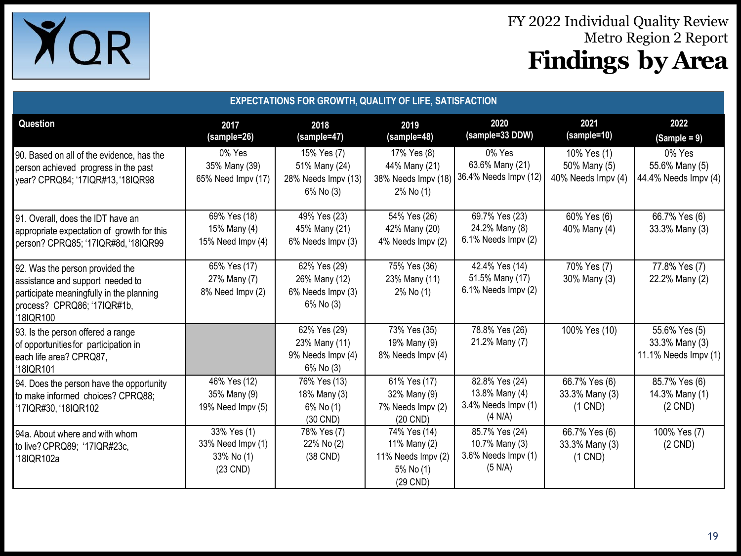# FY 2022 Individual Quality Review
## Metro Region 2 Report
# Findings by Area

| EXPECTATIONS FOR GROWTH, QUALITY OF LIFE, SATISFACTION | | | | | | |
|---|---|---|---|---|---|---|
| **Question** | **2017 (sample=26)** | **2018 (sample=47)** | **2019 (sample=48)** | **2020 (sample=33 DDW)** | **2021 (sample=10)** | **2022 (Sample = 9)** |
| 90. Based on all of the evidence, has the person achieved progress in the past year? CPRQ84; '17IQR#13, '18IQR98 | 0% Yes<br>35% Many (39)<br>65% Need Impv (17) | 15% Yes (7)<br>51% Many (24)<br>28% Needs Impv (13)<br>6% No (3) | 17% Yes (8)<br>44% Many (21)<br>38% Needs Impv (18)<br>2% No (1) | 0% Yes<br>63.6% Many (21)<br>36.4% Needs Impv (12) | 10% Yes (1)<br>50% Many (5)<br>40% Needs Impv (4) | 0% Yes<br>55.6% Many (5)<br>44.4% Needs Impv (4) |
| 91. Overall, does the IDT have an appropriate expectation of growth for this person? CPRQ85; '17IQR#8d, '18IQR99 | 69% Yes (18)<br>15% Many (4)<br>15% Need Impv (4) | 49% Yes (23)<br>45% Many (21)<br>6% Needs Impv (3) | 54% Yes (26)<br>42% Many (20)<br>4% Needs Impv (2) | 69.7% Yes (23)<br>24.2% Many (8)<br>6.1% Needs Impv (2) | 60% Yes (6)<br>40% Many (4) | 66.7% Yes (6)<br>33.3% Many (3) |
| 92. Was the person provided the assistance and support needed to participate meaningfully in the planning process? CPRQ86; '17IQR#1b, '18IQR100 | 65% Yes (17)<br>27% Many (7)<br>8% Need Impv (2) | 62% Yes (29)<br>26% Many (12)<br>6% Needs Impv (3)<br>6% No (3) | 75% Yes (36)<br>23% Many (11)<br>2% No (1) | 42.4% Yes (14)<br>51.5% Many (17)<br>6.1% Needs Impv (2) | 70% Yes (7)<br>30% Many (3) | 77.8% Yes (7)<br>22.2% Many (2) |
| 93. Is the person offered a range of opportunities for participation in each life area? CPRQ87, '18IQR101 | | 62% Yes (29)<br>23% Many (11)<br>9% Needs Impv (4)<br>6% No (3) | 73% Yes (35)<br>19% Many (9)<br>8% Needs Impv (4) | 78.8% Yes (26)<br>21.2% Many (7) | 100% Yes (10) | 55.6% Yes (5)<br>33.3% Many (3)<br>11.1% Needs Impv (1) |
| 94. Does the person have the opportunity to make informed choices? CPRQ88; '17IQR#30, '18IQR102 | 46% Yes (12)<br>35% Many (9)<br>19% Need Impv (5) | 76% Yes (13)<br>18% Many (3)<br>6% No (1)<br>(30 CND) | 61% Yes (17)<br>32% Many (9)<br>7% Needs Impv (2)<br>(20 CND) | 82.8% Yes (24)<br>13.8% Many (4)<br>3.4% Needs Impv (1)<br>(4 N/A) | 66.7% Yes (6)<br>33.3% Many (3)<br>(1 CND) | 85.7% Yes (6)<br>14.3% Many (1)<br>(2 CND) |
| 94a. About where and with whom to live? CPRQ89; '17IQR#23c, '18IQR102a | 33% Yes (1)<br>33% Need Impv (1)<br>33% No (1)<br>(23 CND) | 78% Yes (7)<br>22% No (2)<br>(38 CND) | 74% Yes (14)<br>11% Many (2)<br>11% Needs Impv (2)<br>5% No (1)<br>(29 CND) | 85.7% Yes (24)<br>10.7% Many (3)<br>3.6% Needs Impv (1)<br>(5 N/A) | 66.7% Yes (6)<br>33.3% Many (3)<br>(1 CND) | 100% Yes (7)<br>(2 CND) |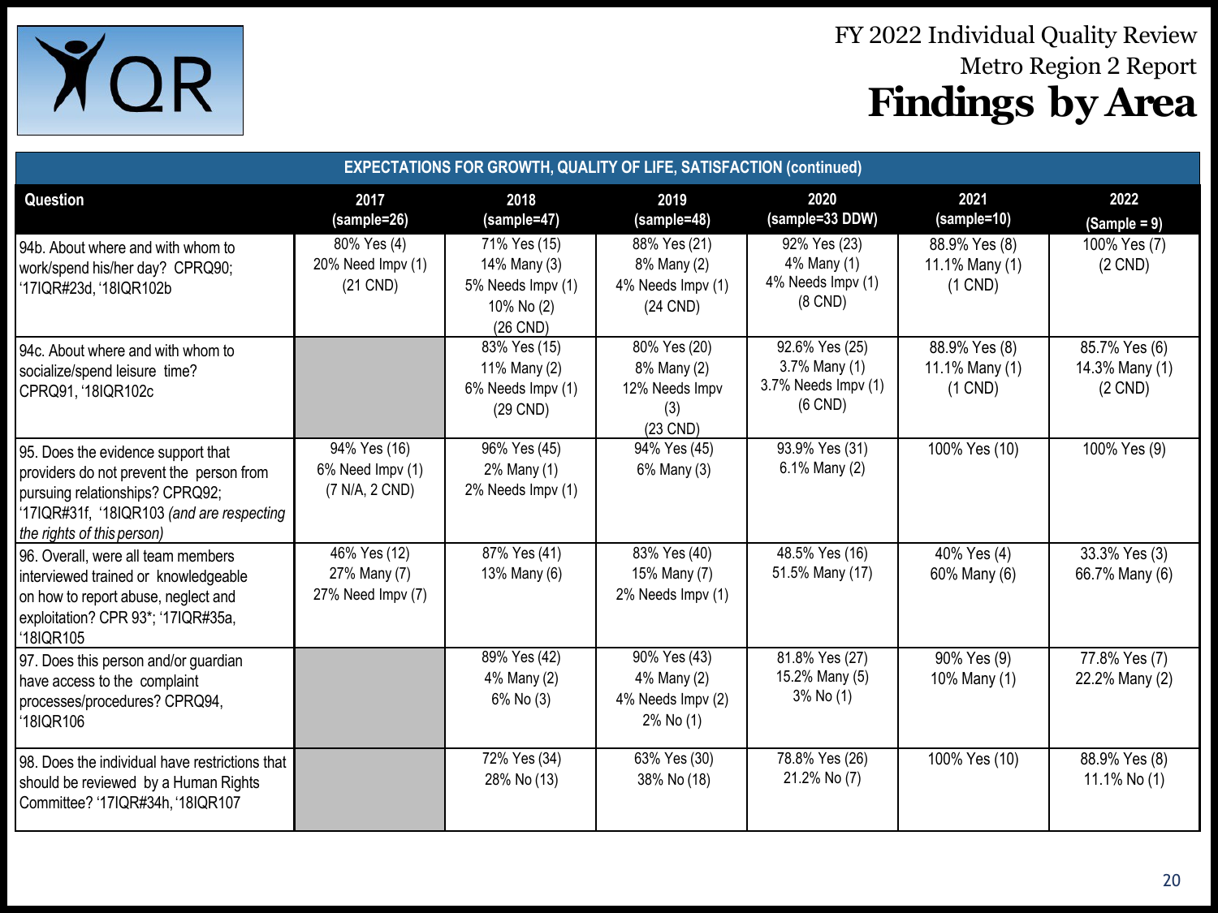# FY 2022 Individual Quality Review
## Metro Region 2 Report
# Findings by Area

| EXPECTATIONS FOR GROWTH, QUALITY OF LIFE, SATISFACTION (continued) | | | | | | |
|---|---|---|---|---|---|---|
| **Question** | **2017 (sample=26)** | **2018 (sample=47)** | **2019 (sample=48)** | **2020 (sample=33 DDW)** | **2021 (sample=10)** | **2022 (Sample = 9)** |
| 94b. About where and with whom to work/spend his/her day? CPRQ90; '17IQR#23d, '18IQR102b | 80% Yes (4) 20% Need Impv (1) (21 CND) | 71% Yes (15) 14% Many (3) 5% Needs Impv (1) 10% No (2) (26 CND) | 88% Yes (21) 8% Many (2) 4% Needs Impv (1) (24 CND) | 92% Yes (23) 4% Many (1) 4% Needs Impv (1) (8 CND) | 88.9% Yes (8) 11.1% Many (1) (1 CND) | 100% Yes (7) (2 CND) |
| 94c. About where and with whom to socialize/spend leisure time? CPRQ91, '18IQR102c | | 83% Yes (15) 11% Many (2) 6% Needs Impv (1) (29 CND) | 80% Yes (20) 8% Many (2) 12% Needs Impv (3) (23 CND) | 92.6% Yes (25) 3.7% Many (1) 3.7% Needs Impv (1) (6 CND) | 88.9% Yes (8) 11.1% Many (1) (1 CND) | 85.7% Yes (6) 14.3% Many (1) (2 CND) |
| 95. Does the evidence support that providers do not prevent the person from pursuing relationships? CPRQ92; '17IQR#31f, '18IQR103 *(and are respecting the rights of this person)* | 94% Yes (16) 6% Need Impv (1) (7 N/A, 2 CND) | 96% Yes (45) 2% Many (1) 2% Needs Impv (1) | 94% Yes (45) 6% Many (3) | 93.9% Yes (31) 6.1% Many (2) | 100% Yes (10) | 100% Yes (9) |
| 96. Overall, were all team members interviewed trained or knowledgeable on how to report abuse, neglect and exploitation? CPR 93*; '17IQR#35a, '18IQR105 | 46% Yes (12) 27% Many (7) 27% Need Impv (7) | 87% Yes (41) 13% Many (6) | 83% Yes (40) 15% Many (7) 2% Needs Impv (1) | 48.5% Yes (16) 51.5% Many (17) | 40% Yes (4) 60% Many (6) | 33.3% Yes (3) 66.7% Many (6) |
| 97. Does this person and/or guardian have access to the complaint processes/procedures? CPRQ94, '18IQR106 | | 89% Yes (42) 4% Many (2) 6% No (3) | 90% Yes (43) 4% Many (2) 4% Needs Impv (2) 2% No (1) | 81.8% Yes (27) 15.2% Many (5) 3% No (1) | 90% Yes (9) 10% Many (1) | 77.8% Yes (7) 22.2% Many (2) |
| 98. Does the individual have restrictions that should be reviewed by a Human Rights Committee? '17IQR#34h, '18IQR107 | | 72% Yes (34) 28% No (13) | 63% Yes (30) 38% No (18) | 78.8% Yes (26) 21.2% No (7) | 100% Yes (10) | 88.9% Yes (8) 11.1% No (1) |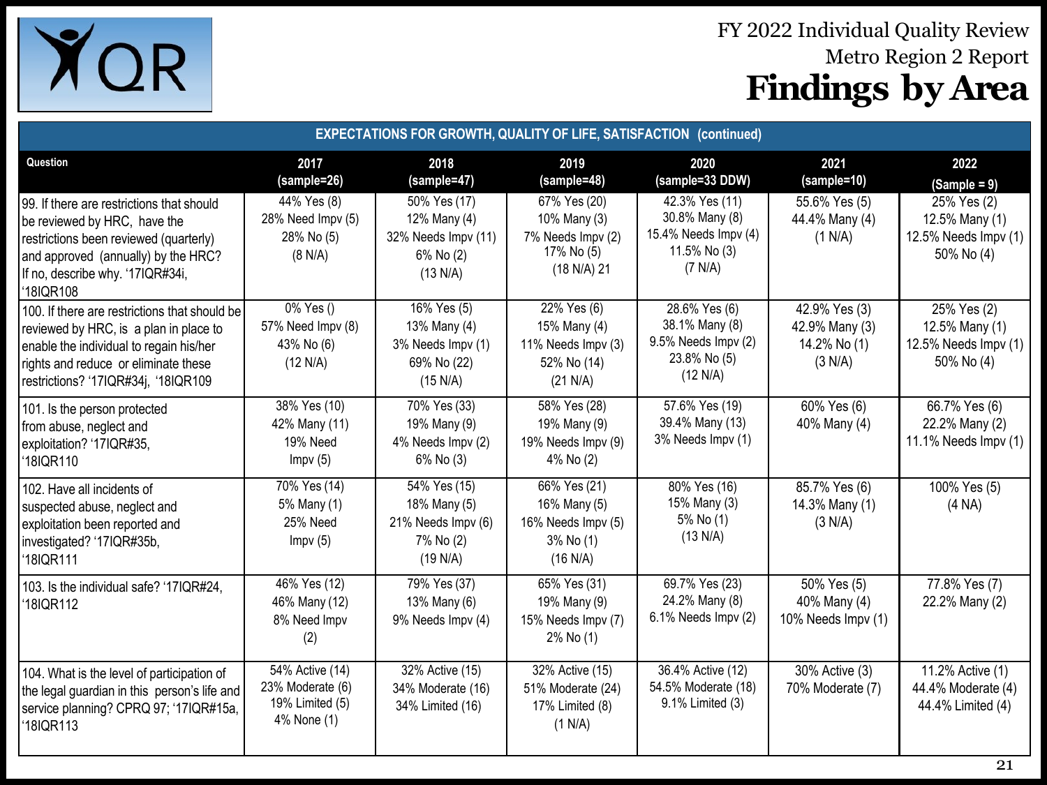# FY 2022 Individual Quality Review

## Metro Region 2 Report

# Findings by Area

| EXPECTATIONS FOR GROWTH, QUALITY OF LIFE, SATISFACTION (continued) | | | | | | |
|---|---|---|---|---|---|---|
| **Question** | **2017 (sample=26)** | **2018 (sample=47)** | **2019 (sample=48)** | **2020 (sample=33 DDW)** | **2021 (sample=10)** | **2022 (Sample = 9)** |
| 99. If there are restrictions that should be reviewed by HRC, have the restrictions been reviewed (quarterly) and approved (annually) by the HRC? If no, describe why. '17IQR#34i, '18IQR108 | 44% Yes (8) 28% Need Impv (5) 28% No (5) (8 N/A) | 50% Yes (17) 12% Many (4) 32% Needs Impv (11) 6% No (2) (13 N/A) | 67% Yes (20) 10% Many (3) 7% Needs Impv (2) 17% No (5) (18 N/A) 21 | 42.3% Yes (11) 30.8% Many (8) 15.4% Needs Impv (4) 11.5% No (3) (7 N/A) | 55.6% Yes (5) 44.4% Many (4) (1 N/A) | 25% Yes (2) 12.5% Many (1) 12.5% Needs Impv (1) 50% No (4) |
| 100. If there are restrictions that should be reviewed by HRC, is a plan in place to enable the individual to regain his/her rights and reduce or eliminate these restrictions? '17IQR#34j, '18IQR109 | 0% Yes () 57% Need Impv (8) 43% No (6) (12 N/A) | 16% Yes (5) 13% Many (4) 3% Needs Impv (1) 69% No (22) (15 N/A) | 22% Yes (6) 15% Many (4) 11% Needs Impv (3) 52% No (14) (21 N/A) | 28.6% Yes (6) 38.1% Many (8) 9.5% Needs Impv (2) 23.8% No (5) (12 N/A) | 42.9% Yes (3) 42.9% Many (3) 14.2% No (1) (3 N/A) | 25% Yes (2) 12.5% Many (1) 12.5% Needs Impv (1) 50% No (4) |
| 101. Is the person protected from abuse, neglect and exploitation? '17IQR#35, '18IQR110 | 38% Yes (10) 42% Many (11) 19% Need Impv (5) | 70% Yes (33) 19% Many (9) 4% Needs Impv (2) 6% No (3) | 58% Yes (28) 19% Many (9) 19% Needs Impv (9) 4% No (2) | 57.6% Yes (19) 39.4% Many (13) 3% Needs Impv (1) | 60% Yes (6) 40% Many (4) | 66.7% Yes (6) 22.2% Many (2) 11.1% Needs Impv (1) |
| 102. Have all incidents of suspected abuse, neglect and exploitation been reported and investigated? '17IQR#35b, '18IQR111 | 70% Yes (14) 5% Many (1) 25% Need Impv (5) | 54% Yes (15) 18% Many (5) 21% Needs Impv (6) 7% No (2) (19 N/A) | 66% Yes (21) 16% Many (5) 16% Needs Impv (5) 3% No (1) (16 N/A) | 80% Yes (16) 15% Many (3) 5% No (1) (13 N/A) | 85.7% Yes (6) 14.3% Many (1) (3 N/A) | 100% Yes (5) (4 NA) |
| 103. Is the individual safe? '17IQR#24, '18IQR112 | 46% Yes (12) 46% Many (12) 8% Need Impv (2) | 79% Yes (37) 13% Many (6) 9% Needs Impv (4) | 65% Yes (31) 19% Many (9) 15% Needs Impv (7) 2% No (1) | 69.7% Yes (23) 24.2% Many (8) 6.1% Needs Impv (2) | 50% Yes (5) 40% Many (4) 10% Needs Impv (1) | 77.8% Yes (7) 22.2% Many (2) |
| 104. What is the level of participation of the legal guardian in this person's life and service planning? CPRQ 97; '17IQR#15a, '18IQR113 | 54% Active (14) 23% Moderate (6) 19% Limited (5) 4% None (1) | 32% Active (15) 34% Moderate (16) 34% Limited (16) | 32% Active (15) 51% Moderate (24) 17% Limited (8) (1 N/A) | 36.4% Active (12) 54.5% Moderate (18) 9.1% Limited (3) | 30% Active (3) 70% Moderate (7) | 11.2% Active (1) 44.4% Moderate (4) 44.4% Limited (4) |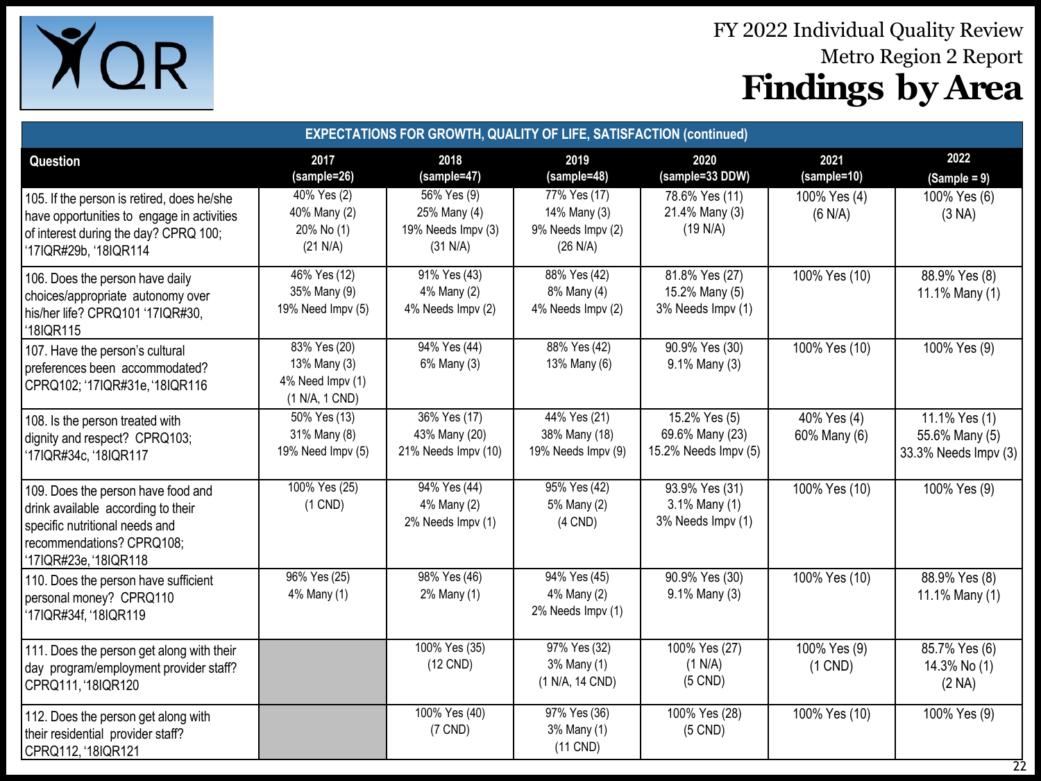FY 2022 Individual Quality Review
Metro Region 2 Report

# Findings by Area

| EXPECTATIONS FOR GROWTH, QUALITY OF LIFE, SATISFACTION (continued) | | | | | | |
|---|---|---|---|---|---|---|
| **Question** | **2017 (sample=26)** | **2018 (sample=47)** | **2019 (sample=48)** | **2020 (sample=33 DDW)** | **2021 (sample=10)** | **2022 (Sample = 9)** |
| 105. If the person is retired, does he/she have opportunities to engage in activities of interest during the day? CPRQ 100; '17IQR#29b, '18IQR114 | 40% Yes (2) 40% Many (2) 20% No (1) (21 N/A) | 56% Yes (9) 25% Many (4) 19% Needs Impv (3) (31 N/A) | 77% Yes (17) 14% Many (3) 9% Needs Impv (2) (26 N/A) | 78.6% Yes (11) 21.4% Many (3) (19 N/A) | 100% Yes (4) (6 N/A) | 100% Yes (6) (3 NA) |
| 106. Does the person have daily choices/appropriate autonomy over his/her life? CPRQ101 '17IQR#30, '18IQR115 | 46% Yes (12) 35% Many (9) 19% Need Impv (5) | 91% Yes (43) 4% Many (2) 4% Needs Impv (2) | 88% Yes (42) 8% Many (4) 4% Needs Impv (2) | 81.8% Yes (27) 15.2% Many (5) 3% Needs Impv (1) | 100% Yes (10) | 88.9% Yes (8) 11.1% Many (1) |
| 107. Have the person's cultural preferences been accommodated? CPRQ102; '17IQR#31e, '18IQR116 | 83% Yes (20) 13% Many (3) 4% Need Impv (1) (1 N/A, 1 CND) | 94% Yes (44) 6% Many (3) | 88% Yes (42) 13% Many (6) | 90.9% Yes (30) 9.1% Many (3) | 100% Yes (10) | 100% Yes (9) |
| 108. Is the person treated with dignity and respect? CPRQ103; '17IQR#34c, '18IQR117 | 50% Yes (13) 31% Many (8) 19% Need Impv (5) | 36% Yes (17) 43% Many (20) 21% Needs Impv (10) | 44% Yes (21) 38% Many (18) 19% Needs Impv (9) | 15.2% Yes (5) 69.6% Many (23) 15.2% Needs Impv (5) | 40% Yes (4) 60% Many (6) | 11.1% Yes (1) 55.6% Many (5) 33.3% Needs Impv (3) |
| 109. Does the person have food and drink available according to their specific nutritional needs and recommendations? CPRQ108; '17IQR#23e, '18IQR118 | 100% Yes (25) (1 CND) | 94% Yes (44) 4% Many (2) 2% Needs Impv (1) | 95% Yes (42) 5% Many (2) (4 CND) | 93.9% Yes (31) 3.1% Many (1) 3% Needs Impv (1) | 100% Yes (10) | 100% Yes (9) |
| 110. Does the person have sufficient personal money? CPRQ110 '17IQR#34f, '18IQR119 | 96% Yes (25) 4% Many (1) | 98% Yes (46) 2% Many (1) | 94% Yes (45) 4% Many (2) 2% Needs Impv (1) | 90.9% Yes (30) 9.1% Many (3) | 100% Yes (10) | 88.9% Yes (8) 11.1% Many (1) |
| 111. Does the person get along with their day program/employment provider staff? CPRQ111, '18IQR120 | | 100% Yes (35) (12 CND) | 97% Yes (32) 3% Many (1) (1 N/A, 14 CND) | 100% Yes (27) (1 N/A) (5 CND) | 100% Yes (9) (1 CND) | 85.7% Yes (6) 14.3% No (1) (2 NA) |
| 112. Does the person get along with their residential provider staff? CPRQ112, '18IQR121 | | 100% Yes (40) (7 CND) | 97% Yes (36) 3% Many (1) (11 CND) | 100% Yes (28) (5 CND) | 100% Yes (10) | 100% Yes (9) |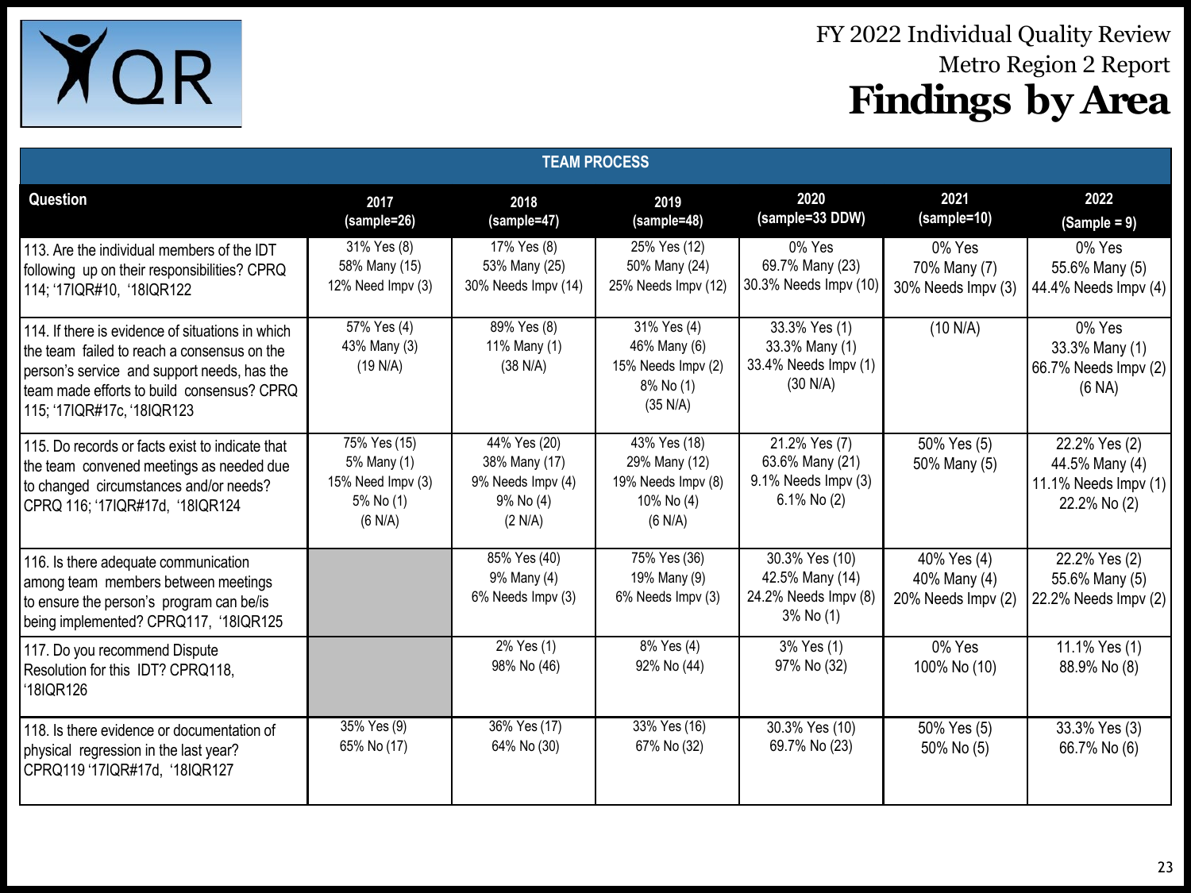# FY 2022 Individual Quality Review
## Metro Region 2 Report
# Findings by Area

| TEAM PROCESS | | | | | | |
|---|---|---|---|---|---|---|
| **Question** | **2017 (sample=26)** | **2018 (sample=47)** | **2019 (sample=48)** | **2020 (sample=33 DDW)** | **2021 (sample=10)** | **2022 (Sample = 9)** |
| 113. Are the individual members of the IDT following up on their responsibilities? CPRQ 114; '17IQR#10, '18IQR122 | 31% Yes (8) 58% Many (15) 12% Need Impv (3) | 17% Yes (8) 53% Many (25) 30% Needs Impv (14) | 25% Yes (12) 50% Many (24) 25% Needs Impv (12) | 0% Yes 69.7% Many (23) 30.3% Needs Impv (10) | 0% Yes 70% Many (7) 30% Needs Impv (3) | 0% Yes 55.6% Many (5) 44.4% Needs Impv (4) |
| 114. If there is evidence of situations in which the team failed to reach a consensus on the person's service and support needs, has the team made efforts to build consensus? CPRQ 115; '17IQR#17c, '18IQR123 | 57% Yes (4) 43% Many (3) (19 N/A) | 89% Yes (8) 11% Many (1) (38 N/A) | 31% Yes (4) 46% Many (6) 15% Needs Impv (2) 8% No (1) (35 N/A) | 33.3% Yes (1) 33.3% Many (1) 33.4% Needs Impv (1) (30 N/A) | (10 N/A) | 0% Yes 33.3% Many (1) 66.7% Needs Impv (2) (6 NA) |
| 115. Do records or facts exist to indicate that the team convened meetings as needed due to changed circumstances and/or needs? CPRQ 116; '17IQR#17d, '18IQR124 | 75% Yes (15) 5% Many (1) 15% Need Impv (3) 5% No (1) (6 N/A) | 44% Yes (20) 38% Many (17) 9% Needs Impv (4) 9% No (4) (2 N/A) | 43% Yes (18) 29% Many (12) 19% Needs Impv (8) 10% No (4) (6 N/A) | 21.2% Yes (7) 63.6% Many (21) 9.1% Needs Impv (3) 6.1% No (2) | 50% Yes (5) 50% Many (5) | 22.2% Yes (2) 44.5% Many (4) 11.1% Needs Impv (1) 22.2% No (2) |
| 116. Is there adequate communication among team members between meetings to ensure the person's program can be/is being implemented? CPRQ117, '18IQR125 | | 85% Yes (40) 9% Many (4) 6% Needs Impv (3) | 75% Yes (36) 19% Many (9) 6% Needs Impv (3) | 30.3% Yes (10) 42.5% Many (14) 24.2% Needs Impv (8) 3% No (1) | 40% Yes (4) 40% Many (4) 20% Needs Impv (2) | 22.2% Yes (2) 55.6% Many (5) 22.2% Needs Impv (2) |
| 117. Do you recommend Dispute Resolution for this IDT? CPRQ118, '18IQR126 | | 2% Yes (1) 98% No (46) | 8% Yes (4) 92% No (44) | 3% Yes (1) 97% No (32) | 0% Yes 100% No (10) | 11.1% Yes (1) 88.9% No (8) |
| 118. Is there evidence or documentation of physical regression in the last year? CPRQ119 '17IQR#17d, '18IQR127 | 35% Yes (9) 65% No (17) | 36% Yes (17) 64% No (30) | 33% Yes (16) 67% No (32) | 30.3% Yes (10) 69.7% No (23) | 50% Yes (5) 50% No (5) | 33.3% Yes (3) 66.7% No (6) |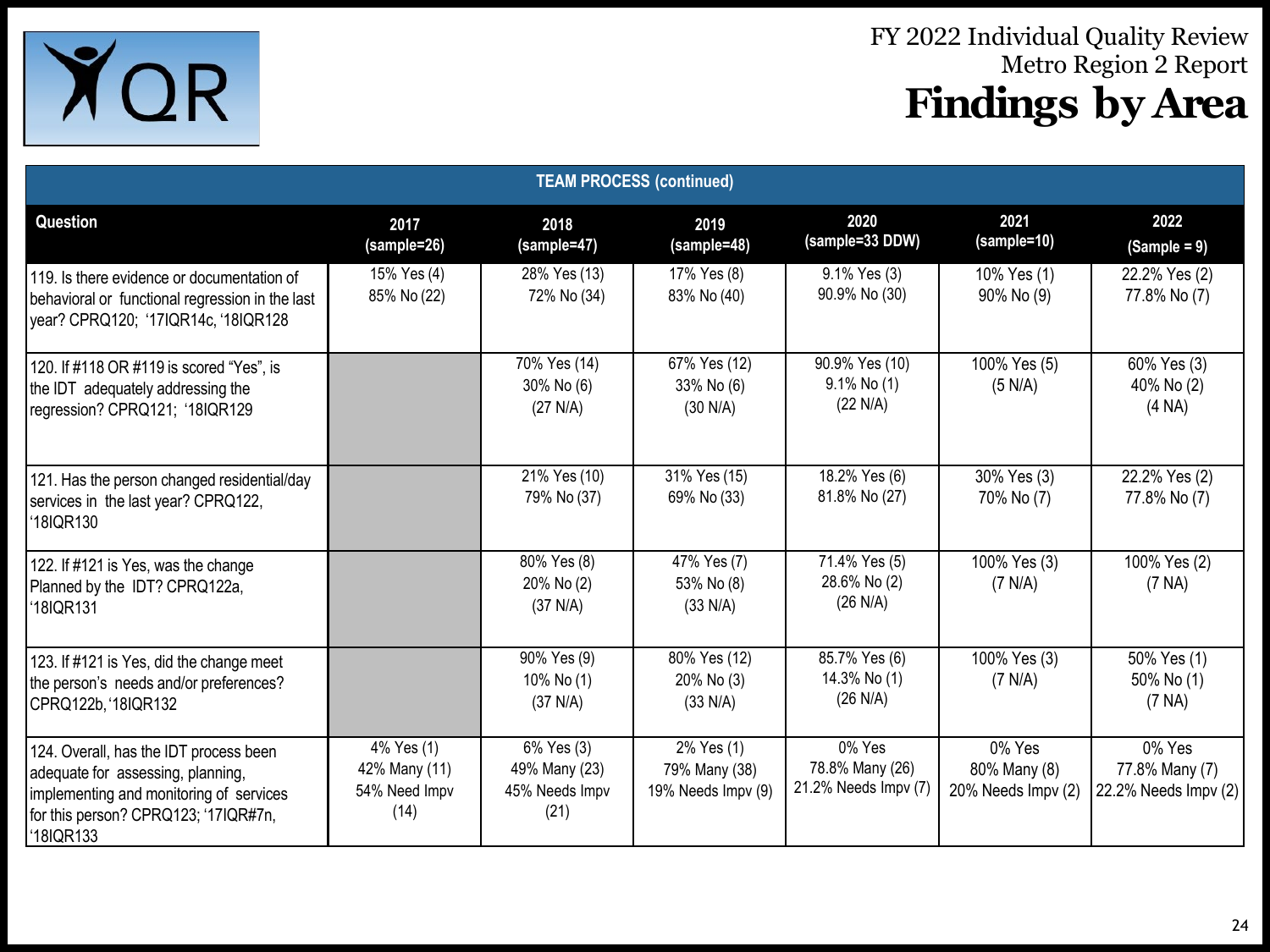# FY 2022 Individual Quality Review
## Metro Region 2 Report
# Findings by Area

| TEAM PROCESS (continued) | | | | | | |
|---|---|---|---|---|---|---|
| **Question** | **2017 (sample=26)** | **2018 (sample=47)** | **2019 (sample=48)** | **2020 (sample=33 DDW)** | **2021 (sample=10)** | **2022 (Sample = 9)** |
| 119. Is there evidence or documentation of behavioral or functional regression in the last year? CPRQ120; '17IQR14c, '18IQR128 | 15% Yes (4) 85% No (22) | 28% Yes (13) 72% No (34) | 17% Yes (8) 83% No (40) | 9.1% Yes (3) 90.9% No (30) | 10% Yes (1) 90% No (9) | 22.2% Yes (2) 77.8% No (7) |
| 120. If #118 OR #119 is scored "Yes", is the IDT adequately addressing the regression? CPRQ121; '18IQR129 | | 70% Yes (14) 30% No (6) (27 N/A) | 67% Yes (12) 33% No (6) (30 N/A) | 90.9% Yes (10) 9.1% No (1) (22 N/A) | 100% Yes (5) (5 N/A) | 60% Yes (3) 40% No (2) (4 NA) |
| 121. Has the person changed residential/day services in the last year? CPRQ122, '18IQR130 | | 21% Yes (10) 79% No (37) | 31% Yes (15) 69% No (33) | 18.2% Yes (6) 81.8% No (27) | 30% Yes (3) 70% No (7) | 22.2% Yes (2) 77.8% No (7) |
| 122. If #121 is Yes, was the change Planned by the IDT? CPRQ122a, '18IQR131 | | 80% Yes (8) 20% No (2) (37 N/A) | 47% Yes (7) 53% No (8) (33 N/A) | 71.4% Yes (5) 28.6% No (2) (26 N/A) | 100% Yes (3) (7 N/A) | 100% Yes (2) (7 NA) |
| 123. If #121 is Yes, did the change meet the person's needs and/or preferences? CPRQ122b, '18IQR132 | | 90% Yes (9) 10% No (1) (37 N/A) | 80% Yes (12) 20% No (3) (33 N/A) | 85.7% Yes (6) 14.3% No (1) (26 N/A) | 100% Yes (3) (7 N/A) | 50% Yes (1) 50% No (1) (7 NA) |
| 124. Overall, has the IDT process been adequate for assessing, planning, implementing and monitoring of services for this person? CPRQ123; '17IQR#7n, '18IQR133 | 4% Yes (1) 42% Many (11) 54% Need Impv (14) | 6% Yes (3) 49% Many (23) 45% Needs Impv (21) | 2% Yes (1) 79% Many (38) 19% Needs Impv (9) | 0% Yes 78.8% Many (26) 21.2% Needs Impv (7) | 0% Yes 80% Many (8) 20% Needs Impv (2) | 0% Yes 77.8% Many (7) 22.2% Needs Impv (2) |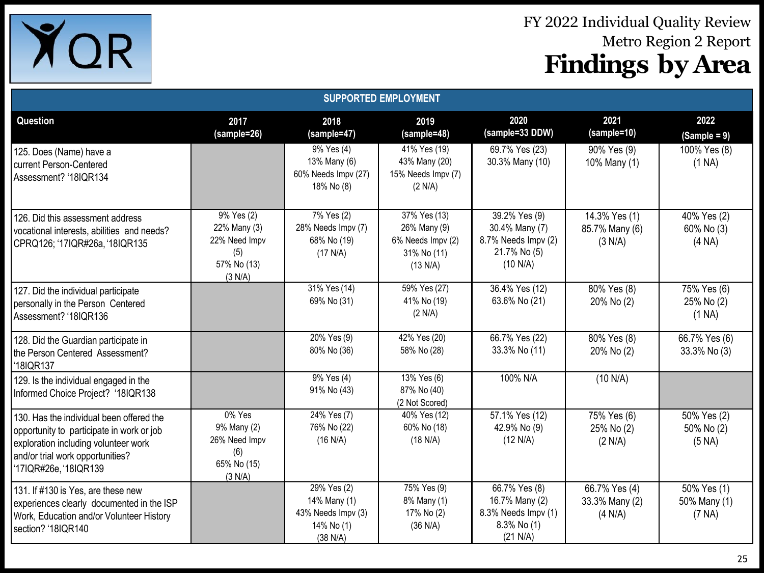# FY 2022 Individual Quality Review

## Metro Region 2 Report

# Findings by Area

| SUPPORTED EMPLOYMENT | | | | | | |
|---|---|---|---|---|---|---|
| **Question** | **2017 (sample=26)** | **2018 (sample=47)** | **2019 (sample=48)** | **2020 (sample=33 DDW)** | **2021 (sample=10)** | **2022 (Sample = 9)** |
| 125. Does (Name) have a current Person-Centered Assessment? '18IQR134 | | 9% Yes (4) 13% Many (6) 60% Needs Impv (27) 18% No (8) | 41% Yes (19) 43% Many (20) 15% Needs Impv (7) (2 N/A) | 69.7% Yes (23) 30.3% Many (10) | 90% Yes (9) 10% Many (1) | 100% Yes (8) (1 NA) |
| 126. Did this assessment address vocational interests, abilities and needs? CPRQ126; '17IQR#26a, '18IQR135 | 9% Yes (2) 22% Many (3) 22% Need Impv (5) 57% No (13) (3 N/A) | 7% Yes (2) 28% Needs Impv (7) 68% No (19) (17 N/A) | 37% Yes (13) 26% Many (9) 6% Needs Impv (2) 31% No (11) (13 N/A) | 39.2% Yes (9) 30.4% Many (7) 8.7% Needs Impv (2) 21.7% No (5) (10 N/A) | 14.3% Yes (1) 85.7% Many (6) (3 N/A) | 40% Yes (2) 60% No (3) (4 NA) |
| 127. Did the individual participate personally in the Person Centered Assessment? '18IQR136 | | 31% Yes (14) 69% No (31) | 59% Yes (27) 41% No (19) (2 N/A) | 36.4% Yes (12) 63.6% No (21) | 80% Yes (8) 20% No (2) | 75% Yes (6) 25% No (2) (1 NA) |
| 128. Did the Guardian participate in the Person Centered Assessment? '18IQR137 | | 20% Yes (9) 80% No (36) | 42% Yes (20) 58% No (28) | 66.7% Yes (22) 33.3% No (11) | 80% Yes (8) 20% No (2) | 66.7% Yes (6) 33.3% No (3) |
| 129. Is the individual engaged in the Informed Choice Project? '18IQR138 | | 9% Yes (4) 91% No (43) | 13% Yes (6) 87% No (40) (2 Not Scored) | 100% N/A | (10 N/A) | |
| 130. Has the individual been offered the opportunity to participate in work or job exploration including volunteer work and/or trial work opportunities? '17IQR#26e, '18IQR139 | 0% Yes 9% Many (2) 26% Need Impv (6) 65% No (15) (3 N/A) | 24% Yes (7) 76% No (22) (16 N/A) | 40% Yes (12) 60% No (18) (18 N/A) | 57.1% Yes (12) 42.9% No (9) (12 N/A) | 75% Yes (6) 25% No (2) (2 N/A) | 50% Yes (2) 50% No (2) (5 NA) |
| 131. If #130 is Yes, are these new experiences clearly documented in the ISP Work, Education and/or Volunteer History section? '18IQR140 | | 29% Yes (2) 14% Many (1) 43% Needs Impv (3) 14% No (1) (38 N/A) | 75% Yes (9) 8% Many (1) 17% No (2) (36 N/A) | 66.7% Yes (8) 16.7% Many (2) 8.3% Needs Impv (1) 8.3% No (1) (21 N/A) | 66.7% Yes (4) 33.3% Many (2) (4 N/A) | 50% Yes (1) 50% Many (1) (7 NA) |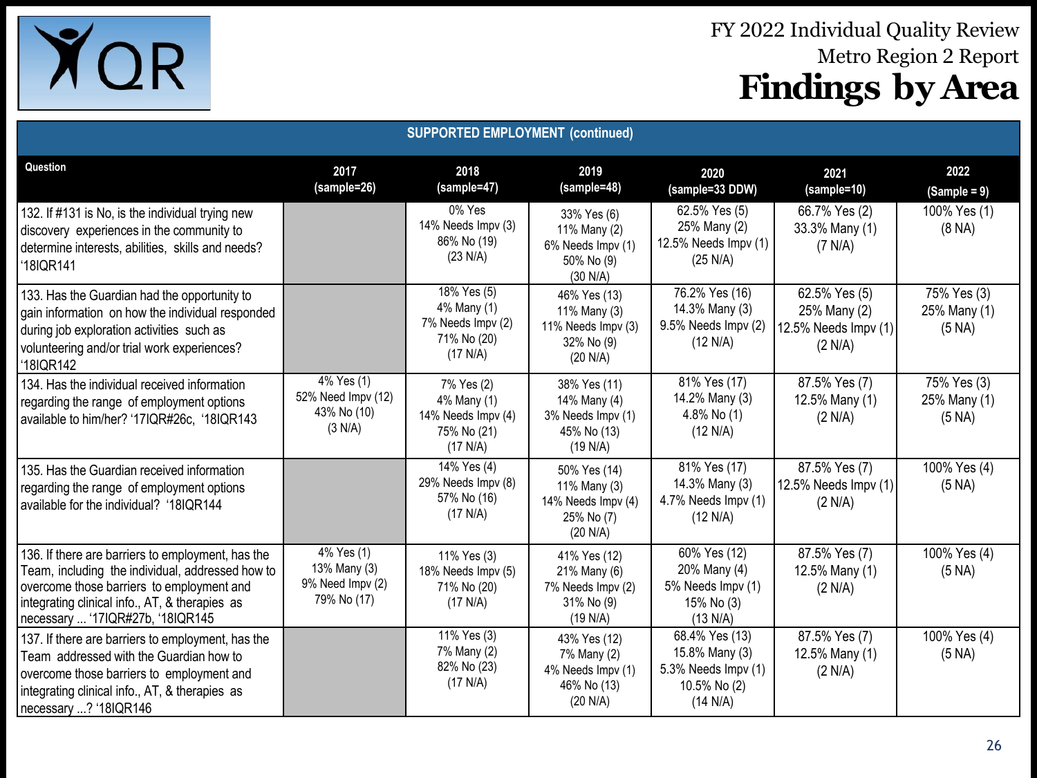# FY 2022 Individual Quality Review

## Metro Region 2 Report

# Findings by Area

| SUPPORTED EMPLOYMENT (continued) | | | | | | |
|---|---|---|---|---|---|---|
| **Question** | **2017 (sample=26)** | **2018 (sample=47)** | **2019 (sample=48)** | **2020 (sample=33 DDW)** | **2021 (sample=10)** | **2022 (Sample = 9)** |
| 132. If #131 is No, is the individual trying new discovery experiences in the community to determine interests, abilities, skills and needs? '18IQR141 | | 0% Yes<br>14% Needs Impv (3)<br>86% No (19)<br>(23 N/A) | 33% Yes (6)<br>11% Many (2)<br>6% Needs Impv (1)<br>50% No (9)<br>(30 N/A) | 62.5% Yes (5)<br>25% Many (2)<br>12.5% Needs Impv (1)<br>(25 N/A) | 66.7% Yes (2)<br>33.3% Many (1)<br>(7 N/A) | 100% Yes (1)<br>(8 NA) |
| 133. Has the Guardian had the opportunity to gain information on how the individual responded during job exploration activities such as volunteering and/or trial work experiences? '18IQR142 | | 18% Yes (5)<br>4% Many (1)<br>7% Needs Impv (2)<br>71% No (20)<br>(17 N/A) | 46% Yes (13)<br>11% Many (3)<br>11% Needs Impv (3)<br>32% No (9)<br>(20 N/A) | 76.2% Yes (16)<br>14.3% Many (3)<br>9.5% Needs Impv (2)<br>(12 N/A) | 62.5% Yes (5)<br>25% Many (2)<br>12.5% Needs Impv (1)<br>(2 N/A) | 75% Yes (3)<br>25% Many (1)<br>(5 NA) |
| 134. Has the individual received information regarding the range of employment options available to him/her? '17IQR#26c, '18IQR143 | 4% Yes (1)<br>52% Need Impv (12)<br>43% No (10)<br>(3 N/A) | 7% Yes (2)<br>4% Many (1)<br>14% Needs Impv (4)<br>75% No (21)<br>(17 N/A) | 38% Yes (11)<br>14% Many (4)<br>3% Needs Impv (1)<br>45% No (13)<br>(19 N/A) | 81% Yes (17)<br>14.2% Many (3)<br>4.8% No (1)<br>(12 N/A) | 87.5% Yes (7)<br>12.5% Many (1)<br>(2 N/A) | 75% Yes (3)<br>25% Many (1)<br>(5 NA) |
| 135. Has the Guardian received information regarding the range of employment options available for the individual? '18IQR144 | | 14% Yes (4)<br>29% Needs Impv (8)<br>57% No (16)<br>(17 N/A) | 50% Yes (14)<br>11% Many (3)<br>14% Needs Impv (4)<br>25% No (7)<br>(20 N/A) | 81% Yes (17)<br>14.3% Many (3)<br>4.7% Needs Impv (1)<br>(12 N/A) | 87.5% Yes (7)<br>12.5% Needs Impv (1)<br>(2 N/A) | 100% Yes (4)<br>(5 NA) |
| 136. If there are barriers to employment, has the Team, including the individual, addressed how to overcome those barriers to employment and integrating clinical info., AT, & therapies as necessary … '17IQR#27b, '18IQR145 | 4% Yes (1)<br>13% Many (3)<br>9% Need Impv (2)<br>79% No (17) | 11% Yes (3)<br>18% Needs Impv (5)<br>71% No (20)<br>(17 N/A) | 41% Yes (12)<br>21% Many (6)<br>7% Needs Impv (2)<br>31% No (9)<br>(19 N/A) | 60% Yes (12)<br>20% Many (4)<br>5% Needs Impv (1)<br>15% No (3)<br>(13 N/A) | 87.5% Yes (7)<br>12.5% Many (1)<br>(2 N/A) | 100% Yes (4)<br>(5 NA) |
| 137. If there are barriers to employment, has the Team addressed with the Guardian how to overcome those barriers to employment and integrating clinical info., AT, & therapies as necessary …? '18IQR146 | | 11% Yes (3)<br>7% Many (2)<br>82% No (23)<br>(17 N/A) | 43% Yes (12)<br>7% Many (2)<br>4% Needs Impv (1)<br>46% No (13)<br>(20 N/A) | 68.4% Yes (13)<br>15.8% Many (3)<br>5.3% Needs Impv (1)<br>10.5% No (2)<br>(14 N/A) | 87.5% Yes (7)<br>12.5% Many (1)<br>(2 N/A) | 100% Yes (4)<br>(5 NA) |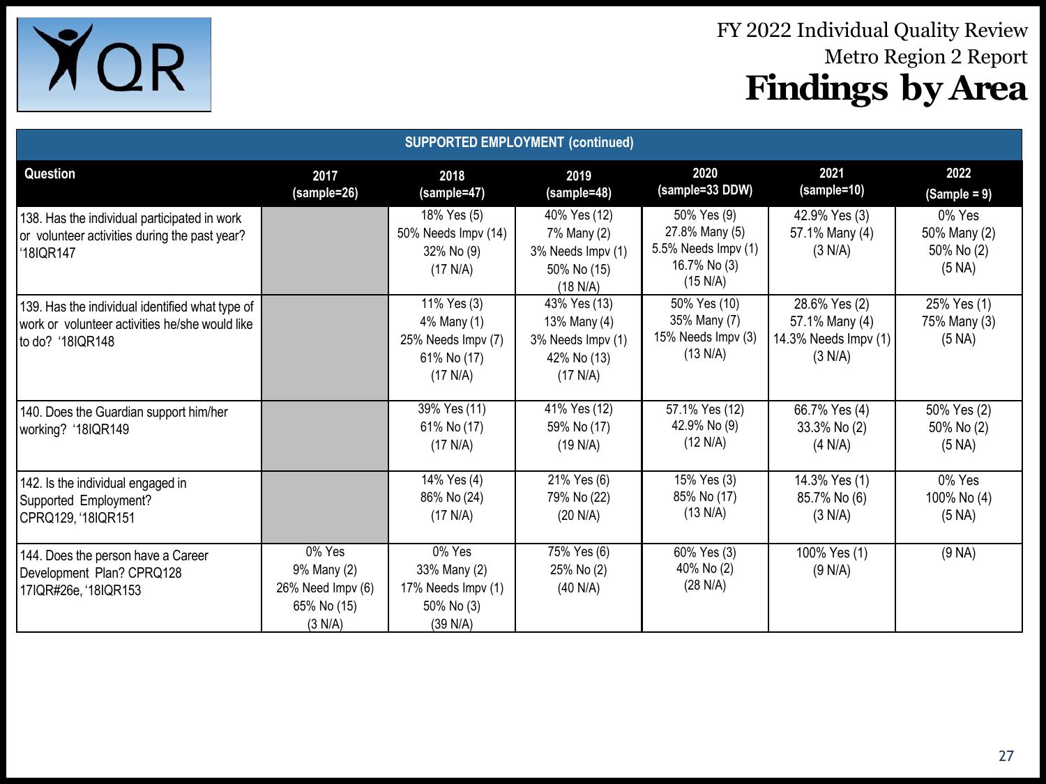# FY 2022 Individual Quality Review
## Metro Region 2 Report
# Findings by Area

| SUPPORTED EMPLOYMENT (continued) | | | | | | |
|---|---|---|---|---|---|---|
| **Question** | **2017 (sample=26)** | **2018 (sample=47)** | **2019 (sample=48)** | **2020 (sample=33 DDW)** | **2021 (sample=10)** | **2022 (Sample = 9)** |
| 138. Has the individual participated in work or volunteer activities during the past year? '18IQR147 | | 18% Yes (5)<br>50% Needs Impv (14)<br>32% No (9)<br>(17 N/A) | 40% Yes (12)<br>7% Many (2)<br>3% Needs Impv (1)<br>50% No (15)<br>(18 N/A) | 50% Yes (9)<br>27.8% Many (5)<br>5.5% Needs Impv (1)<br>16.7% No (3)<br>(15 N/A) | 42.9% Yes (3)<br>57.1% Many (4)<br>(3 N/A) | 0% Yes<br>50% Many (2)<br>50% No (2)<br>(5 NA) |
| 139. Has the individual identified what type of work or volunteer activities he/she would like to do? '18IQR148 | | 11% Yes (3)<br>4% Many (1)<br>25% Needs Impv (7)<br>61% No (17)<br>(17 N/A) | 43% Yes (13)<br>13% Many (4)<br>3% Needs Impv (1)<br>42% No (13)<br>(17 N/A) | 50% Yes (10)<br>35% Many (7)<br>15% Needs Impv (3)<br>(13 N/A) | 28.6% Yes (2)<br>57.1% Many (4)<br>14.3% Needs Impv (1)<br>(3 N/A) | 25% Yes (1)<br>75% Many (3)<br>(5 NA) |
| 140. Does the Guardian support him/her working? '18IQR149 | | 39% Yes (11)<br>61% No (17)<br>(17 N/A) | 41% Yes (12)<br>59% No (17)<br>(19 N/A) | 57.1% Yes (12)<br>42.9% No (9)<br>(12 N/A) | 66.7% Yes (4)<br>33.3% No (2)<br>(4 N/A) | 50% Yes (2)<br>50% No (2)<br>(5 NA) |
| 142. Is the individual engaged in Supported Employment? CPRQ129, '18IQR151 | | 14% Yes (4)<br>86% No (24)<br>(17 N/A) | 21% Yes (6)<br>79% No (22)<br>(20 N/A) | 15% Yes (3)<br>85% No (17)<br>(13 N/A) | 14.3% Yes (1)<br>85.7% No (6)<br>(3 N/A) | 0% Yes<br>100% No (4)<br>(5 NA) |
| 144. Does the person have a Career Development Plan? CPRQ128 17IQR#26e, '18IQR153 | 0% Yes<br>9% Many (2)<br>26% Need Impv (6)<br>65% No (15)<br>(3 N/A) | 0% Yes<br>33% Many (2)<br>17% Needs Impv (1)<br>50% No (3)<br>(39 N/A) | 75% Yes (6)<br>25% No (2)<br>(40 N/A) | 60% Yes (3)<br>40% No (2)<br>(28 N/A) | 100% Yes (1)<br>(9 N/A) | (9 NA) |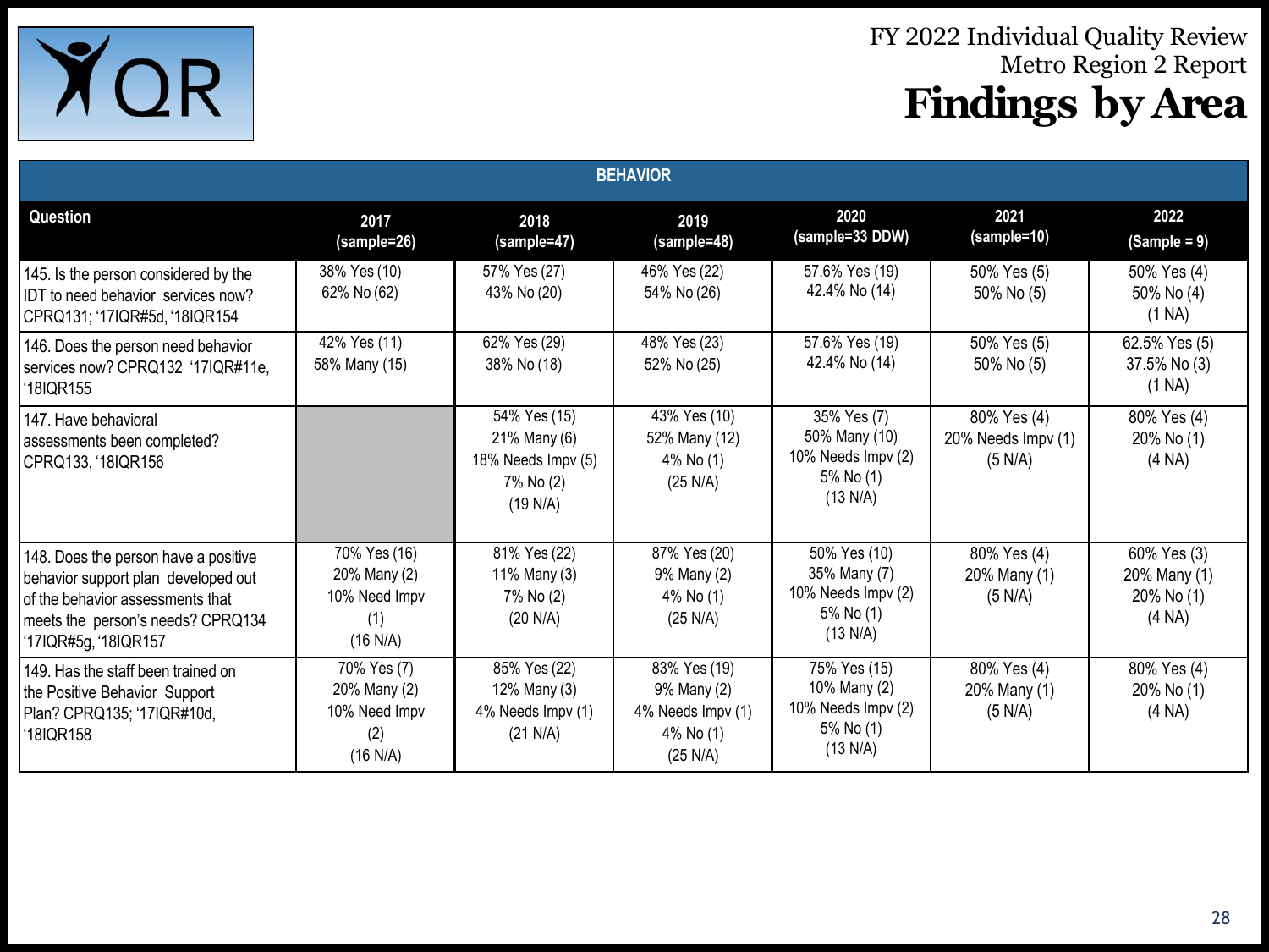# FY 2022 Individual Quality Review
## Metro Region 2 Report
# Findings by Area

| BEHAVIOR | | | | | | |
|---|---|---|---|---|---|---|
| **Question** | **2017 (sample=26)** | **2018 (sample=47)** | **2019 (sample=48)** | **2020 (sample=33 DDW)** | **2021 (sample=10)** | **2022 (Sample = 9)** |
| 145. Is the person considered by the IDT to need behavior services now? CPRQ131; '17IQR#5d, '18IQR154 | 38% Yes (10) 62% No (62) | 57% Yes (27) 43% No (20) | 46% Yes (22) 54% No (26) | 57.6% Yes (19) 42.4% No (14) | 50% Yes (5) 50% No (5) | 50% Yes (4) 50% No (4) (1 NA) |
| 146. Does the person need behavior services now? CPRQ132 '17IQR#11e, '18IQR155 | 42% Yes (11) 58% Many (15) | 62% Yes (29) 38% No (18) | 48% Yes (23) 52% No (25) | 57.6% Yes (19) 42.4% No (14) | 50% Yes (5) 50% No (5) | 62.5% Yes (5) 37.5% No (3) (1 NA) |
| 147. Have behavioral assessments been completed? CPRQ133, '18IQR156 | | 54% Yes (15) 21% Many (6) 18% Needs Impv (5) 7% No (2) (19 N/A) | 43% Yes (10) 52% Many (12) 4% No (1) (25 N/A) | 35% Yes (7) 50% Many (10) 10% Needs Impv (2) 5% No (1) (13 N/A) | 80% Yes (4) 20% Needs Impv (1) (5 N/A) | 80% Yes (4) 20% No (1) (4 NA) |
| 148. Does the person have a positive behavior support plan developed out of the behavior assessments that meets the person's needs? CPRQ134 '17IQR#5g, '18IQR157 | 70% Yes (16) 20% Many (2) 10% Need Impv (1) (16 N/A) | 81% Yes (22) 11% Many (3) 7% No (2) (20 N/A) | 87% Yes (20) 9% Many (2) 4% No (1) (25 N/A) | 50% Yes (10) 35% Many (7) 10% Needs Impv (2) 5% No (1) (13 N/A) | 80% Yes (4) 20% Many (1) (5 N/A) | 60% Yes (3) 20% Many (1) 20% No (1) (4 NA) |
| 149. Has the staff been trained on the Positive Behavior Support Plan? CPRQ135; '17IQR#10d, '18IQR158 | 70% Yes (7) 20% Many (2) 10% Need Impv (2) (16 N/A) | 85% Yes (22) 12% Many (3) 4% Needs Impv (1) (21 N/A) | 83% Yes (19) 9% Many (2) 4% Needs Impv (1) 4% No (1) (25 N/A) | 75% Yes (15) 10% Many (2) 10% Needs Impv (2) 5% No (1) (13 N/A) | 80% Yes (4) 20% Many (1) (5 N/A) | 80% Yes (4) 20% No (1) (4 NA) |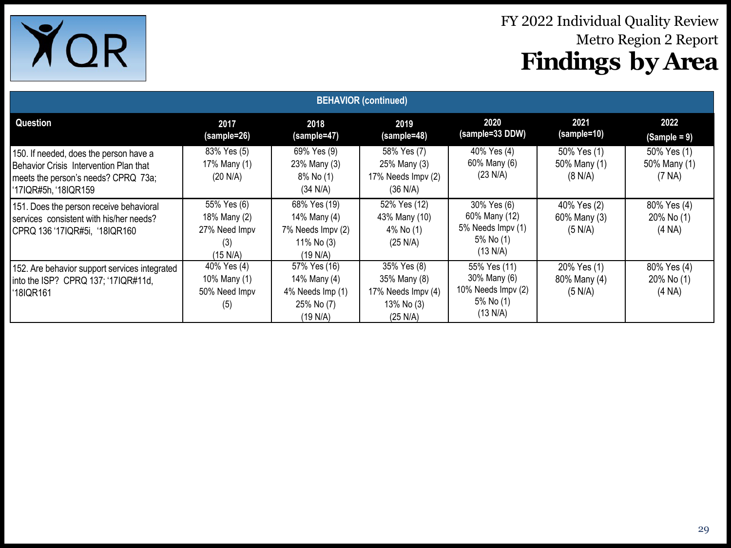# FY 2022 Individual Quality Review

## Metro Region 2 Report

# Findings by Area

| BEHAVIOR (continued) | | | | | | |
|---|---|---|---|---|---|---|
| **Question** | **2017 (sample=26)** | **2018 (sample=47)** | **2019 (sample=48)** | **2020 (sample=33 DDW)** | **2021 (sample=10)** | **2022 (Sample = 9)** |
| 150. If needed, does the person have a Behavior Crisis Intervention Plan that meets the person's needs? CPRQ 73a; '17IQR#5h, '18IQR159 | 83% Yes (5) 17% Many (1) (20 N/A) | 69% Yes (9) 23% Many (3) 8% No (1) (34 N/A) | 58% Yes (7) 25% Many (3) 17% Needs Impv (2) (36 N/A) | 40% Yes (4) 60% Many (6) (23 N/A) | 50% Yes (1) 50% Many (1) (8 N/A) | 50% Yes (1) 50% Many (1) (7 NA) |
| 151. Does the person receive behavioral services consistent with his/her needs? CPRQ 136 '17IQR#5i, '18IQR160 | 55% Yes (6) 18% Many (2) 27% Need Impv (3) (15 N/A) | 68% Yes (19) 14% Many (4) 7% Needs Impv (2) 11% No (3) (19 N/A) | 52% Yes (12) 43% Many (10) 4% No (1) (25 N/A) | 30% Yes (6) 60% Many (12) 5% Needs Impv (1) 5% No (1) (13 N/A) | 40% Yes (2) 60% Many (3) (5 N/A) | 80% Yes (4) 20% No (1) (4 NA) |
| 152. Are behavior support services integrated into the ISP? CPRQ 137; '17IQR#11d, '18IQR161 | 40% Yes (4) 10% Many (1) 50% Need Impv (5) | 57% Yes (16) 14% Many (4) 4% Needs Imp (1) 25% No (7) (19 N/A) | 35% Yes (8) 35% Many (8) 17% Needs Impv (4) 13% No (3) (25 N/A) | 55% Yes (11) 30% Many (6) 10% Needs Impv (2) 5% No (1) (13 N/A) | 20% Yes (1) 80% Many (4) (5 N/A) | 80% Yes (4) 20% No (1) (4 NA) |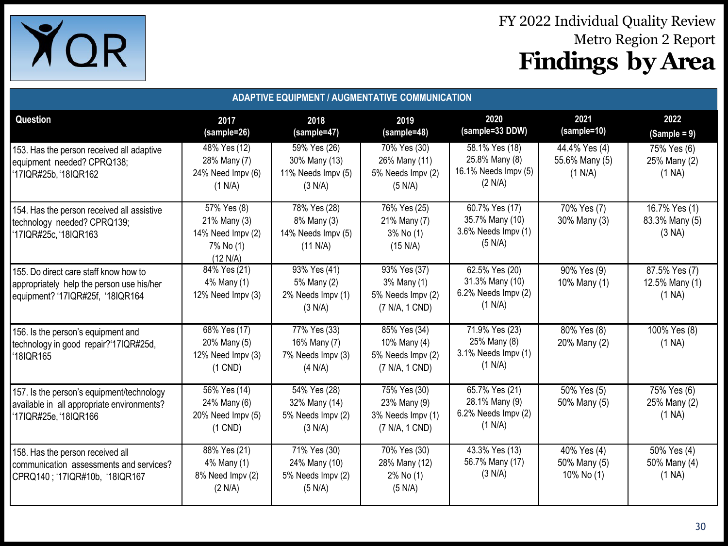# FY 2022 Individual Quality Review
## Metro Region 2 Report
## Findings by Area

| ADAPTIVE EQUIPMENT / AUGMENTATIVE COMMUNICATION | | | | | | |
|---|---|---|---|---|---|---|
| **Question** | **2017 (sample=26)** | **2018 (sample=47)** | **2019 (sample=48)** | **2020 (sample=33 DDW)** | **2021 (sample=10)** | **2022 (Sample = 9)** |
| 153. Has the person received all adaptive equipment needed? CPRQ138; '17IQR#25b, '18IQR162 | 48% Yes (12) 28% Many (7) 24% Need Impv (6) (1 N/A) | 59% Yes (26) 30% Many (13) 11% Needs Impv (5) (3 N/A) | 70% Yes (30) 26% Many (11) 5% Needs Impv (2) (5 N/A) | 58.1% Yes (18) 25.8% Many (8) 16.1% Needs Impv (5) (2 N/A) | 44.4% Yes (4) 55.6% Many (5) (1 N/A) | 75% Yes (6) 25% Many (2) (1 NA) |
| 154. Has the person received all assistive technology needed? CPRQ139; '17IQR#25c, '18IQR163 | 57% Yes (8) 21% Many (3) 14% Need Impv (2) 7% No (1) (12 N/A) | 78% Yes (28) 8% Many (3) 14% Needs Impv (5) (11 N/A) | 76% Yes (25) 21% Many (7) 3% No (1) (15 N/A) | 60.7% Yes (17) 35.7% Many (10) 3.6% Needs Impv (1) (5 N/A) | 70% Yes (7) 30% Many (3) | 16.7% Yes (1) 83.3% Many (5) (3 NA) |
| 155. Do direct care staff know how to appropriately help the person use his/her equipment? '17IQR#25f, '18IQR164 | 84% Yes (21) 4% Many (1) 12% Need Impv (3) | 93% Yes (41) 5% Many (2) 2% Needs Impv (1) (3 N/A) | 93% Yes (37) 3% Many (1) 5% Needs Impv (2) (7 N/A, 1 CND) | 62.5% Yes (20) 31.3% Many (10) 6.2% Needs Impv (2) (1 N/A) | 90% Yes (9) 10% Many (1) | 87.5% Yes (7) 12.5% Many (1) (1 NA) |
| 156. Is the person's equipment and technology in good repair?'17IQR#25d, '18IQR165 | 68% Yes (17) 20% Many (5) 12% Need Impv (3) (1 CND) | 77% Yes (33) 16% Many (7) 7% Needs Impv (3) (4 N/A) | 85% Yes (34) 10% Many (4) 5% Needs Impv (2) (7 N/A, 1 CND) | 71.9% Yes (23) 25% Many (8) 3.1% Needs Impv (1) (1 N/A) | 80% Yes (8) 20% Many (2) | 100% Yes (8) (1 NA) |
| 157. Is the person's equipment/technology available in all appropriate environments? '17IQR#25e, '18IQR166 | 56% Yes (14) 24% Many (6) 20% Need Impv (5) (1 CND) | 54% Yes (28) 32% Many (14) 5% Needs Impv (2) (3 N/A) | 75% Yes (30) 23% Many (9) 3% Needs Impv (1) (7 N/A, 1 CND) | 65.7% Yes (21) 28.1% Many (9) 6.2% Needs Impv (2) (1 N/A) | 50% Yes (5) 50% Many (5) | 75% Yes (6) 25% Many (2) (1 NA) |
| 158. Has the person received all communication assessments and services? CPRQ140 ; '17IQR#10b, '18IQR167 | 88% Yes (21) 4% Many (1) 8% Need Impv (2) (2 N/A) | 71% Yes (30) 24% Many (10) 5% Needs Impv (2) (5 N/A) | 70% Yes (30) 28% Many (12) 2% No (1) (5 N/A) | 43.3% Yes (13) 56.7% Many (17) (3 N/A) | 40% Yes (4) 50% Many (5) 10% No (1) | 50% Yes (4) 50% Many (4) (1 NA) |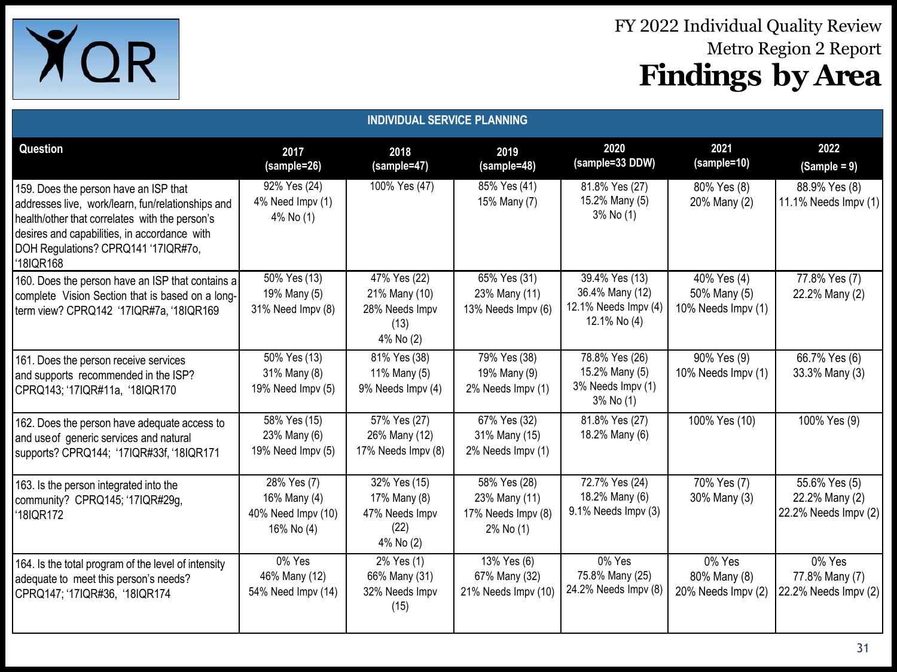# FY 2022 Individual Quality Review
## Metro Region 2 Report
# Findings by Area

**INDIVIDUAL SERVICE PLANNING**

| Question | 2017 (sample=26) | 2018 (sample=47) | 2019 (sample=48) | 2020 (sample=33 DDW) | 2021 (sample=10) | 2022 (Sample = 9) |
|---|---|---|---|---|---|---|
| 159. Does the person have an ISP that addresses live, work/learn, fun/relationships and health/other that correlates with the person's desires and capabilities, in accordance with DOH Regulations? CPRQ141 '17IQR#7o, '18IQR168 | 92% Yes (24)<br>4% Need Impv (1)<br>4% No (1) | 100% Yes (47) | 85% Yes (41)<br>15% Many (7) | 81.8% Yes (27)<br>15.2% Many (5)<br>3% No (1) | 80% Yes (8)<br>20% Many (2) | 88.9% Yes (8)<br>11.1% Needs Impv (1) |
| 160. Does the person have an ISP that contains a complete Vision Section that is based on a long-term view? CPRQ142 '17IQR#7a, '18IQR169 | 50% Yes (13)<br>19% Many (5)<br>31% Need Impv (8) | 47% Yes (22)<br>21% Many (10)<br>28% Needs Impv (13)<br>4% No (2) | 65% Yes (31)<br>23% Many (11)<br>13% Needs Impv (6) | 39.4% Yes (13)<br>36.4% Many (12)<br>12.1% Needs Impv (4)<br>12.1% No (4) | 40% Yes (4)<br>50% Many (5)<br>10% Needs Impv (1) | 77.8% Yes (7)<br>22.2% Many (2) |
| 161. Does the person receive services and supports recommended in the ISP? CPRQ143; '17IQR#11a, '18IQR170 | 50% Yes (13)<br>31% Many (8)<br>19% Need Impv (5) | 81% Yes (38)<br>11% Many (5)<br>9% Needs Impv (4) | 79% Yes (38)<br>19% Many (9)<br>2% Needs Impv (1) | 78.8% Yes (26)<br>15.2% Many (5)<br>3% Needs Impv (1)<br>3% No (1) | 90% Yes (9)<br>10% Needs Impv (1) | 66.7% Yes (6)<br>33.3% Many (3) |
| 162. Does the person have adequate access to and use of generic services and natural supports? CPRQ144; '17IQR#33f, '18IQR171 | 58% Yes (15)<br>23% Many (6)<br>19% Need Impv (5) | 57% Yes (27)<br>26% Many (12)<br>17% Needs Impv (8) | 67% Yes (32)<br>31% Many (15)<br>2% Needs Impv (1) | 81.8% Yes (27)<br>18.2% Many (6) | 100% Yes (10) | 100% Yes (9) |
| 163. Is the person integrated into the community? CPRQ145; '17IQR#29g, '18IQR172 | 28% Yes (7)<br>16% Many (4)<br>40% Need Impv (10)<br>16% No (4) | 32% Yes (15)<br>17% Many (8)<br>47% Needs Impv (22)<br>4% No (2) | 58% Yes (28)<br>23% Many (11)<br>17% Needs Impv (8)<br>2% No (1) | 72.7% Yes (24)<br>18.2% Many (6)<br>9.1% Needs Impv (3) | 70% Yes (7)<br>30% Many (3) | 55.6% Yes (5)<br>22.2% Many (2)<br>22.2% Needs Impv (2) |
| 164. Is the total program of the level of intensity adequate to meet this person's needs? CPRQ147; '17IQR#36, '18IQR174 | 0% Yes<br>46% Many (12)<br>54% Need Impv (14) | 2% Yes (1)<br>66% Many (31)<br>32% Needs Impv (15) | 13% Yes (6)<br>67% Many (32)<br>21% Needs Impv (10) | 0% Yes<br>75.8% Many (25)<br>24.2% Needs Impv (8) | 0% Yes<br>80% Many (8)<br>20% Needs Impv (2) | 0% Yes<br>77.8% Many (7)<br>22.2% Needs Impv (2) |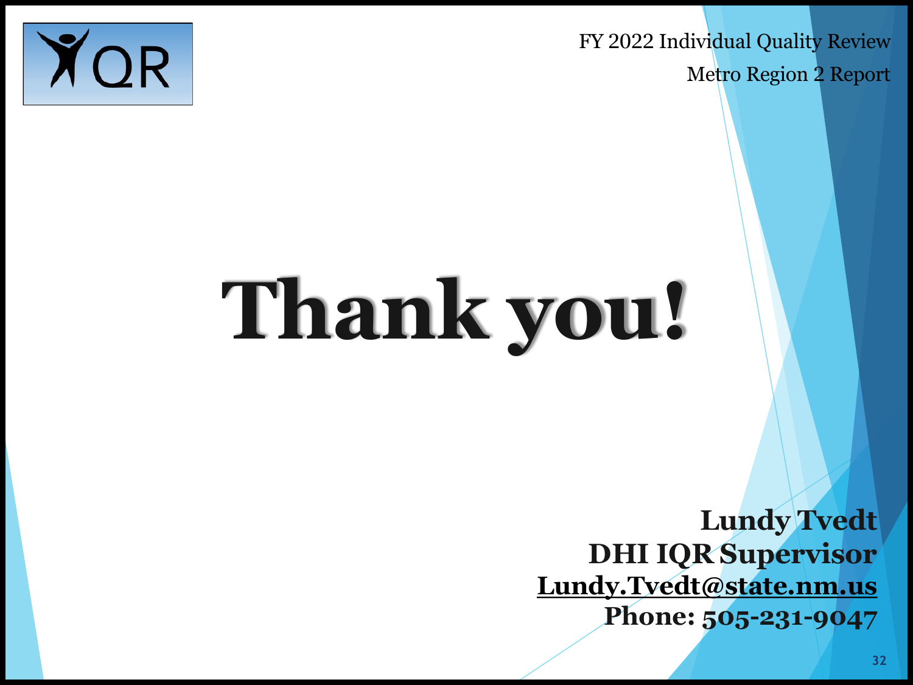# Thank you!

**Lundy Tvedt**
**DHI IQR Supervisor**
**Lundy.Tvedt@state.nm.us**
**Phone: 505-231-9047**